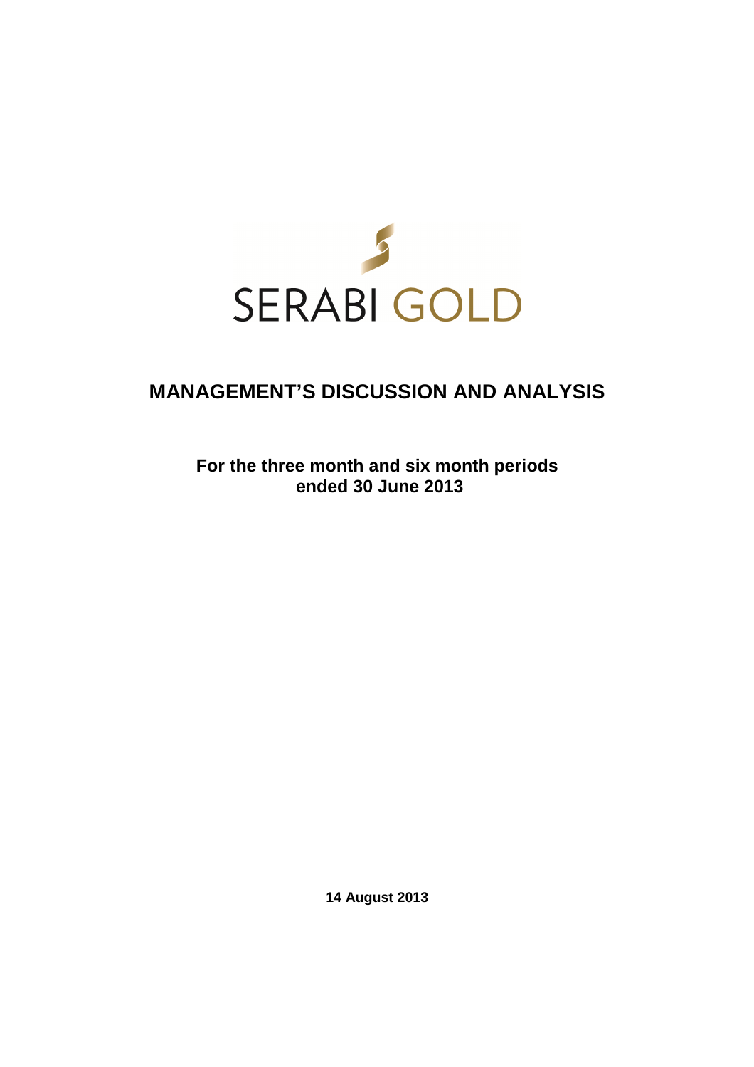SERABI GOLD

# MANAGEMENT'S DISCUSSION AND ANALYSIS

**For the three month and six month periods ended 30 June 2013**

**14 August 2013**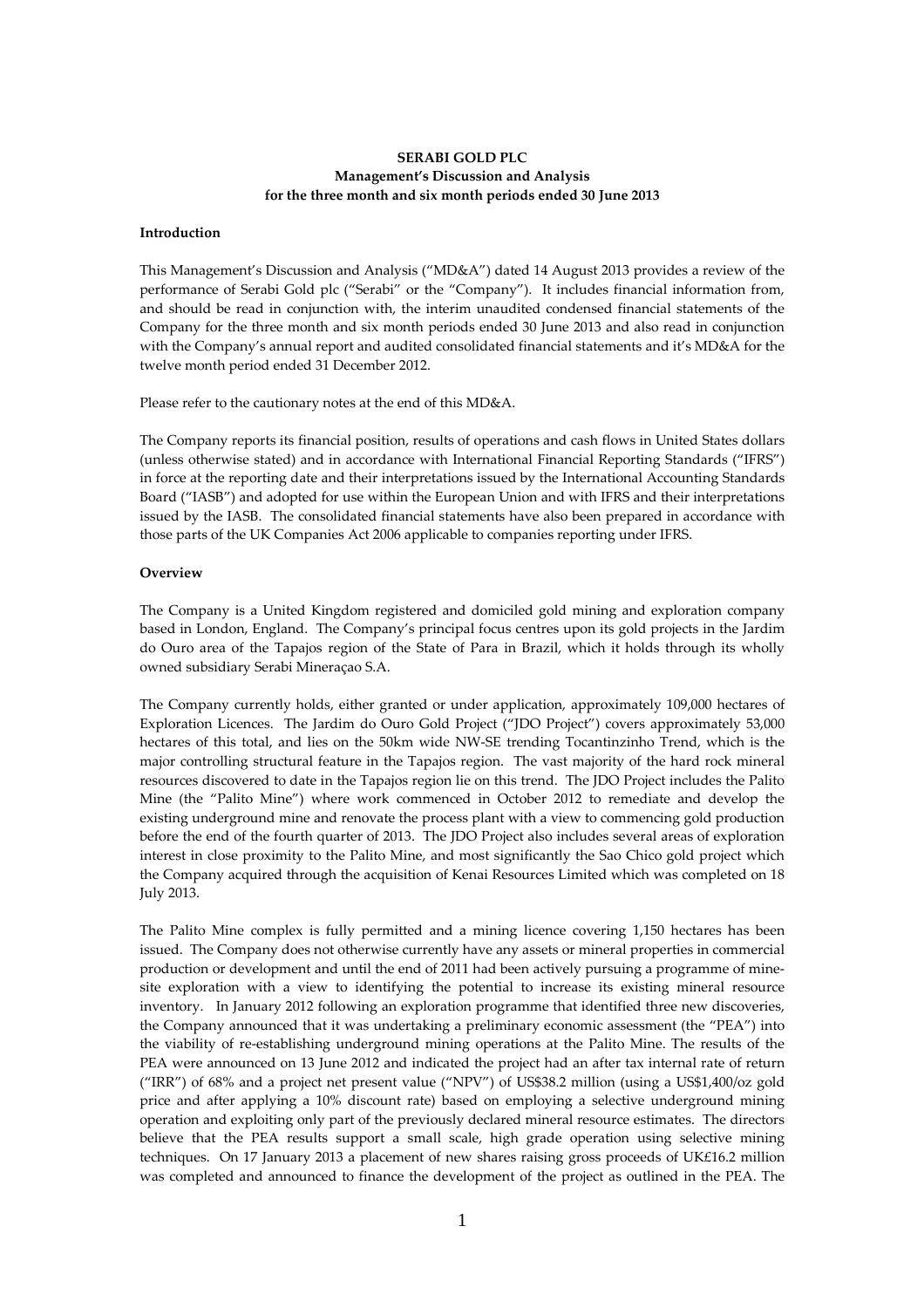**SERABI GOLD PLC**
**Management's Discussion and Analysis**
**for the three month and six month periods ended 30 June 2013**

**Introduction**

This Management's Discussion and Analysis ("MD&A") dated 14 August 2013 provides a review of the performance of Serabi Gold plc ("Serabi" or the "Company"). It includes financial information from, and should be read in conjunction with, the interim unaudited condensed financial statements of the Company for the three month and six month periods ended 30 June 2013 and also read in conjunction with the Company's annual report and audited consolidated financial statements and it's MD&A for the twelve month period ended 31 December 2012.

Please refer to the cautionary notes at the end of this MD&A.

The Company reports its financial position, results of operations and cash flows in United States dollars (unless otherwise stated) and in accordance with International Financial Reporting Standards ("IFRS") in force at the reporting date and their interpretations issued by the International Accounting Standards Board ("IASB") and adopted for use within the European Union and with IFRS and their interpretations issued by the IASB. The consolidated financial statements have also been prepared in accordance with those parts of the UK Companies Act 2006 applicable to companies reporting under IFRS.

**Overview**

The Company is a United Kingdom registered and domiciled gold mining and exploration company based in London, England. The Company's principal focus centres upon its gold projects in the Jardim do Ouro area of the Tapajos region of the State of Para in Brazil, which it holds through its wholly owned subsidiary Serabi Mineraçao S.A.

The Company currently holds, either granted or under application, approximately 109,000 hectares of Exploration Licences. The Jardim do Ouro Gold Project ("JDO Project") covers approximately 53,000 hectares of this total, and lies on the 50km wide NW-SE trending Tocantinzinho Trend, which is the major controlling structural feature in the Tapajos region. The vast majority of the hard rock mineral resources discovered to date in the Tapajos region lie on this trend. The JDO Project includes the Palito Mine (the "Palito Mine") where work commenced in October 2012 to remediate and develop the existing underground mine and renovate the process plant with a view to commencing gold production before the end of the fourth quarter of 2013. The JDO Project also includes several areas of exploration interest in close proximity to the Palito Mine, and most significantly the Sao Chico gold project which the Company acquired through the acquisition of Kenai Resources Limited which was completed on 18 July 2013.

The Palito Mine complex is fully permitted and a mining licence covering 1,150 hectares has been issued. The Company does not otherwise currently have any assets or mineral properties in commercial production or development and until the end of 2011 had been actively pursuing a programme of mine-site exploration with a view to identifying the potential to increase its existing mineral resource inventory. In January 2012 following an exploration programme that identified three new discoveries, the Company announced that it was undertaking a preliminary economic assessment (the "PEA") into the viability of re-establishing underground mining operations at the Palito Mine. The results of the PEA were announced on 13 June 2012 and indicated the project had an after tax internal rate of return ("IRR") of 68% and a project net present value ("NPV") of US$38.2 million (using a US$1,400/oz gold price and after applying a 10% discount rate) based on employing a selective underground mining operation and exploiting only part of the previously declared mineral resource estimates. The directors believe that the PEA results support a small scale, high grade operation using selective mining techniques. On 17 January 2013 a placement of new shares raising gross proceeds of UK£16.2 million was completed and announced to finance the development of the project as outlined in the PEA. The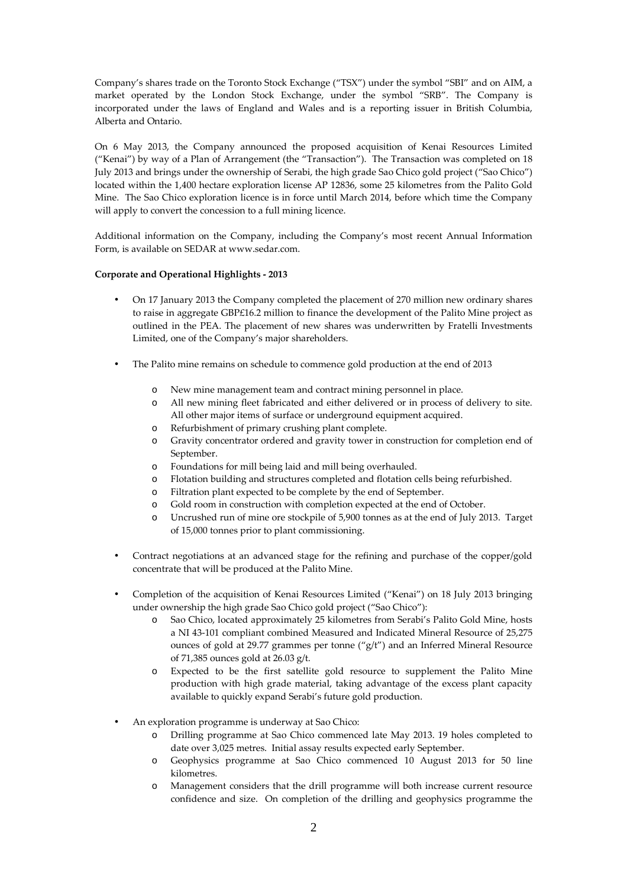Company's shares trade on the Toronto Stock Exchange ("TSX") under the symbol "SBI" and on AIM, a market operated by the London Stock Exchange, under the symbol "SRB". The Company is incorporated under the laws of England and Wales and is a reporting issuer in British Columbia, Alberta and Ontario.

On 6 May 2013, the Company announced the proposed acquisition of Kenai Resources Limited ("Kenai") by way of a Plan of Arrangement (the "Transaction"). The Transaction was completed on 18 July 2013 and brings under the ownership of Serabi, the high grade Sao Chico gold project ("Sao Chico") located within the 1,400 hectare exploration license AP 12836, some 25 kilometres from the Palito Gold Mine. The Sao Chico exploration licence is in force until March 2014, before which time the Company will apply to convert the concession to a full mining licence.

Additional information on the Company, including the Company's most recent Annual Information Form, is available on SEDAR at www.sedar.com.

**Corporate and Operational Highlights - 2013**

- On 17 January 2013 the Company completed the placement of 270 million new ordinary shares to raise in aggregate GBP£16.2 million to finance the development of the Palito Mine project as outlined in the PEA. The placement of new shares was underwritten by Fratelli Investments Limited, one of the Company's major shareholders.

- The Palito mine remains on schedule to commence gold production at the end of 2013
  - New mine management team and contract mining personnel in place.
  - All new mining fleet fabricated and either delivered or in process of delivery to site. All other major items of surface or underground equipment acquired.
  - Refurbishment of primary crushing plant complete.
  - Gravity concentrator ordered and gravity tower in construction for completion end of September.
  - Foundations for mill being laid and mill being overhauled.
  - Flotation building and structures completed and flotation cells being refurbished.
  - Filtration plant expected to be complete by the end of September.
  - Gold room in construction with completion expected at the end of October.
  - Uncrushed run of mine ore stockpile of 5,900 tonnes as at the end of July 2013. Target of 15,000 tonnes prior to plant commissioning.

- Contract negotiations at an advanced stage for the refining and purchase of the copper/gold concentrate that will be produced at the Palito Mine.

- Completion of the acquisition of Kenai Resources Limited ("Kenai") on 18 July 2013 bringing under ownership the high grade Sao Chico gold project ("Sao Chico"):
  - Sao Chico, located approximately 25 kilometres from Serabi's Palito Gold Mine, hosts a NI 43-101 compliant combined Measured and Indicated Mineral Resource of 25,275 ounces of gold at 29.77 grammes per tonne ("g/t") and an Inferred Mineral Resource of 71,385 ounces gold at 26.03 g/t.
  - Expected to be the first satellite gold resource to supplement the Palito Mine production with high grade material, taking advantage of the excess plant capacity available to quickly expand Serabi's future gold production.

- An exploration programme is underway at Sao Chico:
  - Drilling programme at Sao Chico commenced late May 2013. 19 holes completed to date over 3,025 metres. Initial assay results expected early September.
  - Geophysics programme at Sao Chico commenced 10 August 2013 for 50 line kilometres.
  - Management considers that the drill programme will both increase current resource confidence and size. On completion of the drilling and geophysics programme the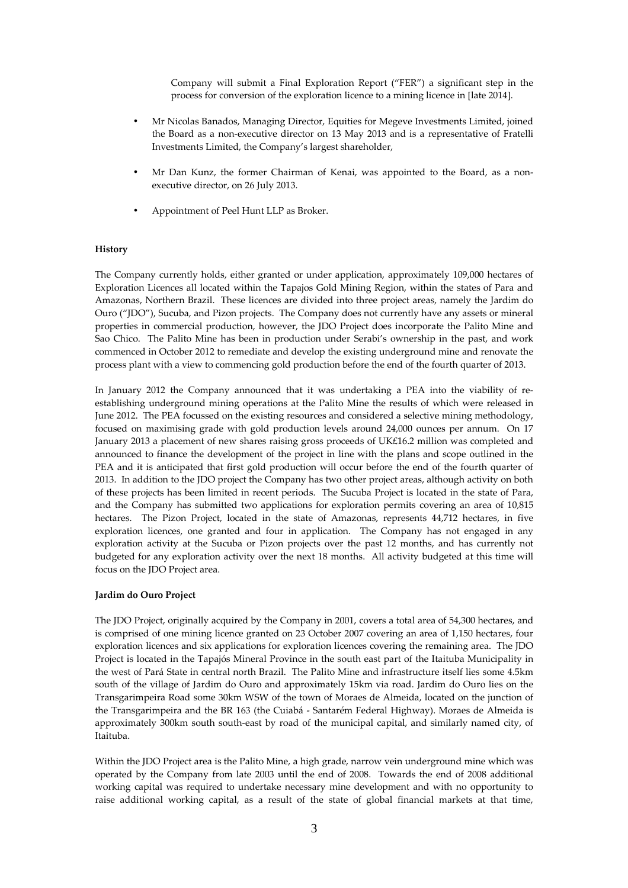Company will submit a Final Exploration Report ("FER") a significant step in the process for conversion of the exploration licence to a mining licence in [late 2014].

- Mr Nicolas Banados, Managing Director, Equities for Megeve Investments Limited, joined the Board as a non-executive director on 13 May 2013 and is a representative of Fratelli Investments Limited, the Company's largest shareholder,
- Mr Dan Kunz, the former Chairman of Kenai, was appointed to the Board, as a non-executive director, on 26 July 2013.
- Appointment of Peel Hunt LLP as Broker.

**History**

The Company currently holds, either granted or under application, approximately 109,000 hectares of Exploration Licences all located within the Tapajos Gold Mining Region, within the states of Para and Amazonas, Northern Brazil. These licences are divided into three project areas, namely the Jardim do Ouro ("JDO"), Sucuba, and Pizon projects. The Company does not currently have any assets or mineral properties in commercial production, however, the JDO Project does incorporate the Palito Mine and Sao Chico. The Palito Mine has been in production under Serabi's ownership in the past, and work commenced in October 2012 to remediate and develop the existing underground mine and renovate the process plant with a view to commencing gold production before the end of the fourth quarter of 2013.

In January 2012 the Company announced that it was undertaking a PEA into the viability of re-establishing underground mining operations at the Palito Mine the results of which were released in June 2012. The PEA focussed on the existing resources and considered a selective mining methodology, focused on maximising grade with gold production levels around 24,000 ounces per annum. On 17 January 2013 a placement of new shares raising gross proceeds of UK£16.2 million was completed and announced to finance the development of the project in line with the plans and scope outlined in the PEA and it is anticipated that first gold production will occur before the end of the fourth quarter of 2013. In addition to the JDO project the Company has two other project areas, although activity on both of these projects has been limited in recent periods. The Sucuba Project is located in the state of Para, and the Company has submitted two applications for exploration permits covering an area of 10,815 hectares. The Pizon Project, located in the state of Amazonas, represents 44,712 hectares, in five exploration licences, one granted and four in application. The Company has not engaged in any exploration activity at the Sucuba or Pizon projects over the past 12 months, and has currently not budgeted for any exploration activity over the next 18 months. All activity budgeted at this time will focus on the JDO Project area.

**Jardim do Ouro Project**

The JDO Project, originally acquired by the Company in 2001, covers a total area of 54,300 hectares, and is comprised of one mining licence granted on 23 October 2007 covering an area of 1,150 hectares, four exploration licences and six applications for exploration licences covering the remaining area. The JDO Project is located in the Tapajós Mineral Province in the south east part of the Itaituba Municipality in the west of Pará State in central north Brazil. The Palito Mine and infrastructure itself lies some 4.5km south of the village of Jardim do Ouro and approximately 15km via road. Jardim do Ouro lies on the Transgarimpeira Road some 30km WSW of the town of Moraes de Almeida, located on the junction of the Transgarimpeira and the BR 163 (the Cuiabá - Santarém Federal Highway). Moraes de Almeida is approximately 300km south south-east by road of the municipal capital, and similarly named city, of Itaituba.

Within the JDO Project area is the Palito Mine, a high grade, narrow vein underground mine which was operated by the Company from late 2003 until the end of 2008. Towards the end of 2008 additional working capital was required to undertake necessary mine development and with no opportunity to raise additional working capital, as a result of the state of global financial markets at that time,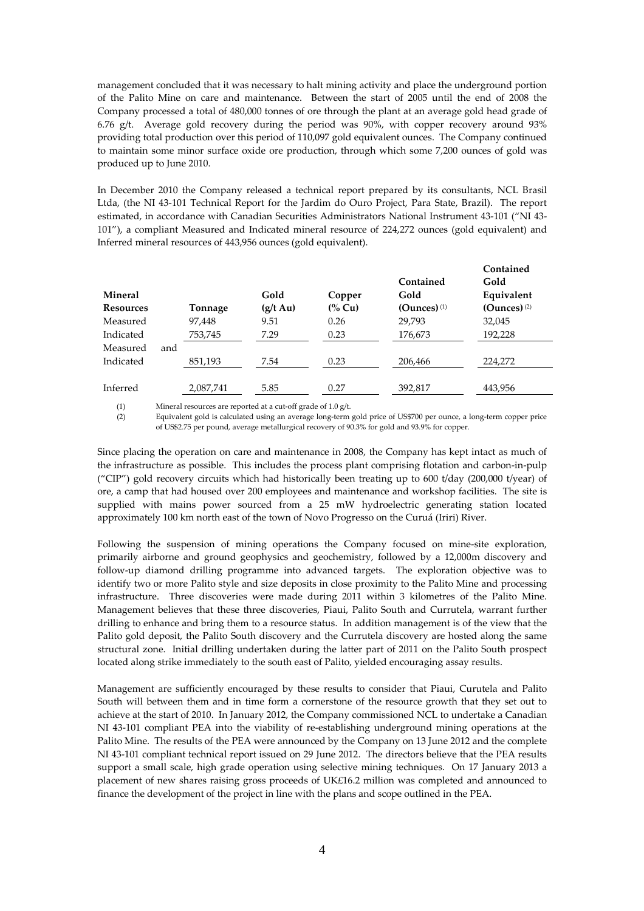management concluded that it was necessary to halt mining activity and place the underground portion of the Palito Mine on care and maintenance. Between the start of 2005 until the end of 2008 the Company processed a total of 480,000 tonnes of ore through the plant at an average gold head grade of 6.76 g/t. Average gold recovery during the period was 90%, with copper recovery around 93% providing total production over this period of 110,097 gold equivalent ounces. The Company continued to maintain some minor surface oxide ore production, through which some 7,200 ounces of gold was produced up to June 2010.

In December 2010 the Company released a technical report prepared by its consultants, NCL Brasil Ltda, (the NI 43-101 Technical Report for the Jardim do Ouro Project, Para State, Brazil). The report estimated, in accordance with Canadian Securities Administrators National Instrument 43-101 ("NI 43-101"), a compliant Measured and Indicated mineral resource of 224,272 ounces (gold equivalent) and Inferred mineral resources of 443,956 ounces (gold equivalent).

| Mineral Resources | Tonnage | Gold (g/t Au) | Copper (% Cu) | Contained Gold (Ounces) (1) | Contained Gold Equivalent (Ounces) (2) |
|---|---|---|---|---|---|
| Measured | 97,448 | 9.51 | 0.26 | 29,793 | 32,045 |
| Indicated | 753,745 | 7.29 | 0.23 | 176,673 | 192,228 |
| Measured and Indicated | 851,193 | 7.54 | 0.23 | 206,466 | 224,272 |
| Inferred | 2,087,741 | 5.85 | 0.27 | 392,817 | 443,956 |

(1) Mineral resources are reported at a cut-off grade of 1.0 g/t.

(2) Equivalent gold is calculated using an average long-term gold price of US$700 per ounce, a long-term copper price of US$2.75 per pound, average metallurgical recovery of 90.3% for gold and 93.9% for copper.

Since placing the operation on care and maintenance in 2008, the Company has kept intact as much of the infrastructure as possible. This includes the process plant comprising flotation and carbon-in-pulp ("CIP") gold recovery circuits which had historically been treating up to 600 t/day (200,000 t/year) of ore, a camp that had housed over 200 employees and maintenance and workshop facilities. The site is supplied with mains power sourced from a 25 mW hydroelectric generating station located approximately 100 km north east of the town of Novo Progresso on the Curuá (Iriri) River.

Following the suspension of mining operations the Company focused on mine-site exploration, primarily airborne and ground geophysics and geochemistry, followed by a 12,000m discovery and follow-up diamond drilling programme into advanced targets. The exploration objective was to identify two or more Palito style and size deposits in close proximity to the Palito Mine and processing infrastructure. Three discoveries were made during 2011 within 3 kilometres of the Palito Mine. Management believes that these three discoveries, Piaui, Palito South and Currutela, warrant further drilling to enhance and bring them to a resource status. In addition management is of the view that the Palito gold deposit, the Palito South discovery and the Currutela discovery are hosted along the same structural zone. Initial drilling undertaken during the latter part of 2011 on the Palito South prospect located along strike immediately to the south east of Palito, yielded encouraging assay results.

Management are sufficiently encouraged by these results to consider that Piaui, Curutela and Palito South will between them and in time form a cornerstone of the resource growth that they set out to achieve at the start of 2010. In January 2012, the Company commissioned NCL to undertake a Canadian NI 43-101 compliant PEA into the viability of re-establishing underground mining operations at the Palito Mine. The results of the PEA were announced by the Company on 13 June 2012 and the complete NI 43-101 compliant technical report issued on 29 June 2012. The directors believe that the PEA results support a small scale, high grade operation using selective mining techniques. On 17 January 2013 a placement of new shares raising gross proceeds of UK£16.2 million was completed and announced to finance the development of the project in line with the plans and scope outlined in the PEA.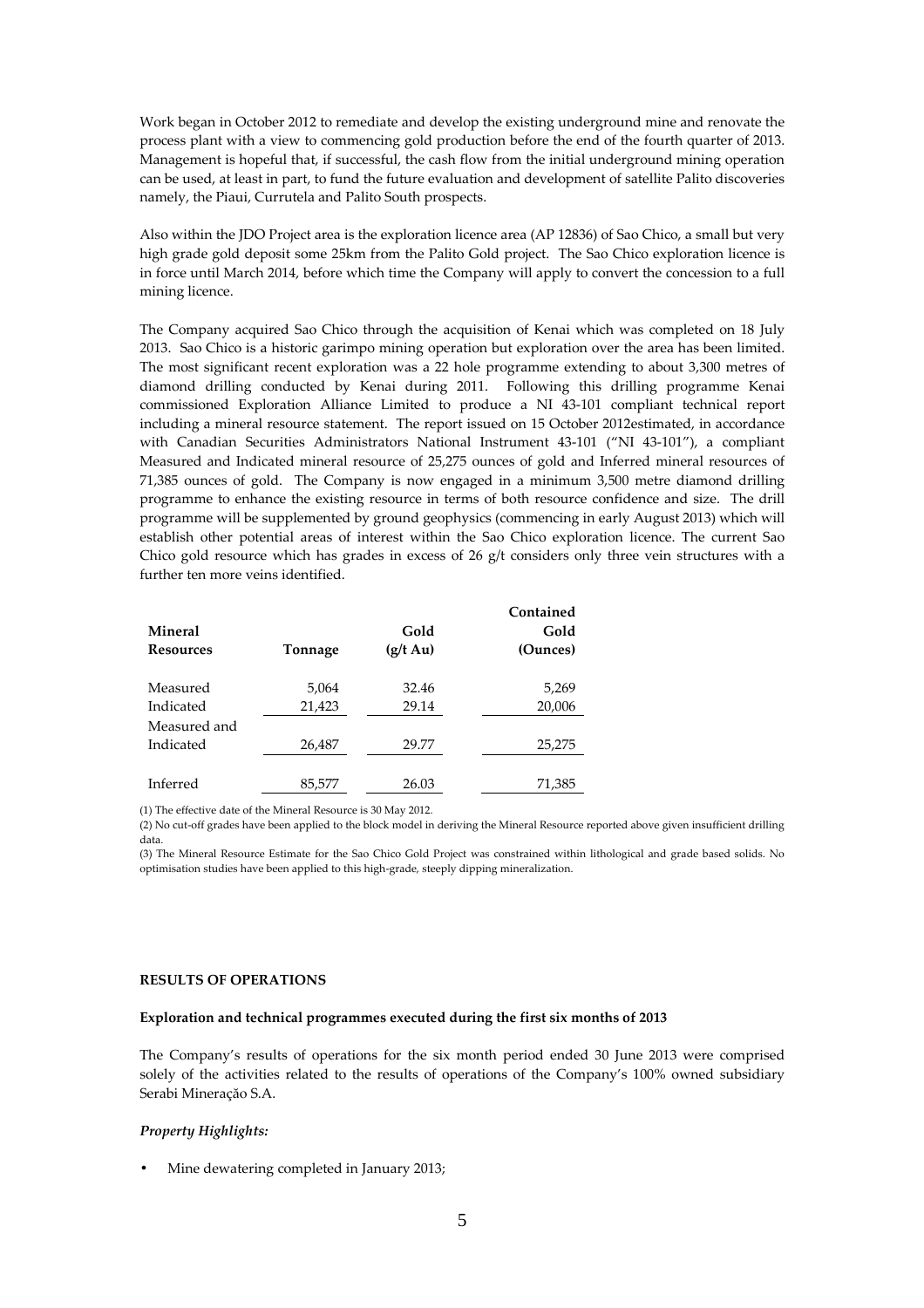Work began in October 2012 to remediate and develop the existing underground mine and renovate the process plant with a view to commencing gold production before the end of the fourth quarter of 2013. Management is hopeful that, if successful, the cash flow from the initial underground mining operation can be used, at least in part, to fund the future evaluation and development of satellite Palito discoveries namely, the Piaui, Currutela and Palito South prospects.

Also within the JDO Project area is the exploration licence area (AP 12836) of Sao Chico, a small but very high grade gold deposit some 25km from the Palito Gold project. The Sao Chico exploration licence is in force until March 2014, before which time the Company will apply to convert the concession to a full mining licence.

The Company acquired Sao Chico through the acquisition of Kenai which was completed on 18 July 2013. Sao Chico is a historic garimpo mining operation but exploration over the area has been limited. The most significant recent exploration was a 22 hole programme extending to about 3,300 metres of diamond drilling conducted by Kenai during 2011. Following this drilling programme Kenai commissioned Exploration Alliance Limited to produce a NI 43-101 compliant technical report including a mineral resource statement. The report issued on 15 October 2012estimated, in accordance with Canadian Securities Administrators National Instrument 43-101 ("NI 43-101"), a compliant Measured and Indicated mineral resource of 25,275 ounces of gold and Inferred mineral resources of 71,385 ounces of gold. The Company is now engaged in a minimum 3,500 metre diamond drilling programme to enhance the existing resource in terms of both resource confidence and size. The drill programme will be supplemented by ground geophysics (commencing in early August 2013) which will establish other potential areas of interest within the Sao Chico exploration licence. The current Sao Chico gold resource which has grades in excess of 26 g/t considers only three vein structures with a further ten more veins identified.

| Mineral Resources | Tonnage | Gold (g/t Au) | Contained Gold (Ounces) |
|---|---|---|---|
| Measured | 5,064 | 32.46 | 5,269 |
| Indicated | 21,423 | 29.14 | 20,006 |
| Measured and Indicated | 26,487 | 29.77 | 25,275 |
| Inferred | 85,577 | 26.03 | 71,385 |

(1) The effective date of the Mineral Resource is 30 May 2012.

(2) No cut-off grades have been applied to the block model in deriving the Mineral Resource reported above given insufficient drilling data.

(3) The Mineral Resource Estimate for the Sao Chico Gold Project was constrained within lithological and grade based solids. No optimisation studies have been applied to this high-grade, steeply dipping mineralization.

**RESULTS OF OPERATIONS**

**Exploration and technical programmes executed during the first six months of 2013**

The Company's results of operations for the six month period ended 30 June 2013 were comprised solely of the activities related to the results of operations of the Company's 100% owned subsidiary Serabi Mineração S.A.

***Property Highlights:***

- Mine dewatering completed in January 2013;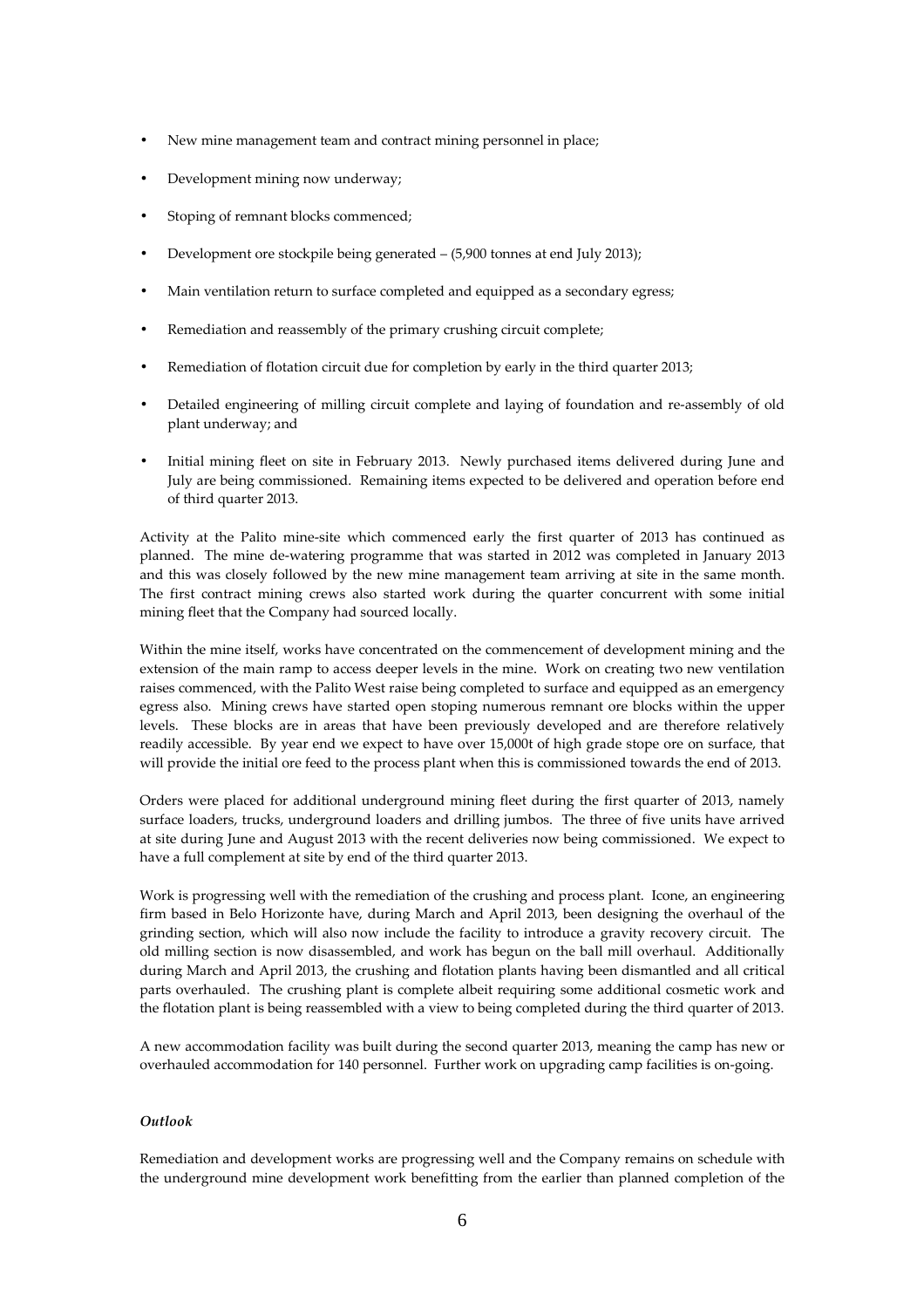- New mine management team and contract mining personnel in place;
- Development mining now underway;
- Stoping of remnant blocks commenced;
- Development ore stockpile being generated – (5,900 tonnes at end July 2013);
- Main ventilation return to surface completed and equipped as a secondary egress;
- Remediation and reassembly of the primary crushing circuit complete;
- Remediation of flotation circuit due for completion by early in the third quarter 2013;
- Detailed engineering of milling circuit complete and laying of foundation and re-assembly of old plant underway; and
- Initial mining fleet on site in February 2013. Newly purchased items delivered during June and July are being commissioned. Remaining items expected to be delivered and operation before end of third quarter 2013.

Activity at the Palito mine-site which commenced early the first quarter of 2013 has continued as planned. The mine de-watering programme that was started in 2012 was completed in January 2013 and this was closely followed by the new mine management team arriving at site in the same month. The first contract mining crews also started work during the quarter concurrent with some initial mining fleet that the Company had sourced locally.

Within the mine itself, works have concentrated on the commencement of development mining and the extension of the main ramp to access deeper levels in the mine. Work on creating two new ventilation raises commenced, with the Palito West raise being completed to surface and equipped as an emergency egress also. Mining crews have started open stoping numerous remnant ore blocks within the upper levels. These blocks are in areas that have been previously developed and are therefore relatively readily accessible. By year end we expect to have over 15,000t of high grade stope ore on surface, that will provide the initial ore feed to the process plant when this is commissioned towards the end of 2013.

Orders were placed for additional underground mining fleet during the first quarter of 2013, namely surface loaders, trucks, underground loaders and drilling jumbos. The three of five units have arrived at site during June and August 2013 with the recent deliveries now being commissioned. We expect to have a full complement at site by end of the third quarter 2013.

Work is progressing well with the remediation of the crushing and process plant. Icone, an engineering firm based in Belo Horizonte have, during March and April 2013, been designing the overhaul of the grinding section, which will also now include the facility to introduce a gravity recovery circuit. The old milling section is now disassembled, and work has begun on the ball mill overhaul. Additionally during March and April 2013, the crushing and flotation plants having been dismantled and all critical parts overhauled. The crushing plant is complete albeit requiring some additional cosmetic work and the flotation plant is being reassembled with a view to being completed during the third quarter of 2013.

A new accommodation facility was built during the second quarter 2013, meaning the camp has new or overhauled accommodation for 140 personnel. Further work on upgrading camp facilities is on-going.

***Outlook***

Remediation and development works are progressing well and the Company remains on schedule with the underground mine development work benefitting from the earlier than planned completion of the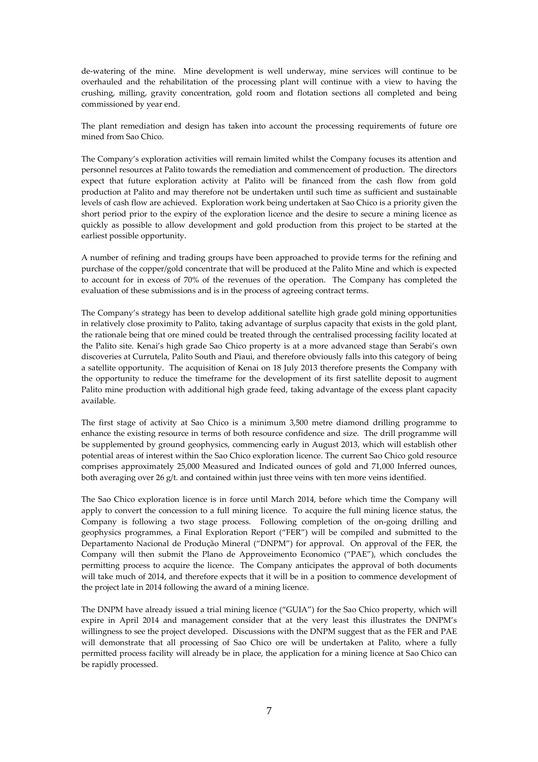de-watering of the mine. Mine development is well underway, mine services will continue to be overhauled and the rehabilitation of the processing plant will continue with a view to having the crushing, milling, gravity concentration, gold room and flotation sections all completed and being commissioned by year end.

The plant remediation and design has taken into account the processing requirements of future ore mined from Sao Chico.

The Company's exploration activities will remain limited whilst the Company focuses its attention and personnel resources at Palito towards the remediation and commencement of production. The directors expect that future exploration activity at Palito will be financed from the cash flow from gold production at Palito and may therefore not be undertaken until such time as sufficient and sustainable levels of cash flow are achieved. Exploration work being undertaken at Sao Chico is a priority given the short period prior to the expiry of the exploration licence and the desire to secure a mining licence as quickly as possible to allow development and gold production from this project to be started at the earliest possible opportunity.

A number of refining and trading groups have been approached to provide terms for the refining and purchase of the copper/gold concentrate that will be produced at the Palito Mine and which is expected to account for in excess of 70% of the revenues of the operation. The Company has completed the evaluation of these submissions and is in the process of agreeing contract terms.

The Company's strategy has been to develop additional satellite high grade gold mining opportunities in relatively close proximity to Palito, taking advantage of surplus capacity that exists in the gold plant, the rationale being that ore mined could be treated through the centralised processing facility located at the Palito site. Kenai's high grade Sao Chico property is at a more advanced stage than Serabi's own discoveries at Currutela, Palito South and Piaui, and therefore obviously falls into this category of being a satellite opportunity. The acquisition of Kenai on 18 July 2013 therefore presents the Company with the opportunity to reduce the timeframe for the development of its first satellite deposit to augment Palito mine production with additional high grade feed, taking advantage of the excess plant capacity available.

The first stage of activity at Sao Chico is a minimum 3,500 metre diamond drilling programme to enhance the existing resource in terms of both resource confidence and size. The drill programme will be supplemented by ground geophysics, commencing early in August 2013, which will establish other potential areas of interest within the Sao Chico exploration licence. The current Sao Chico gold resource comprises approximately 25,000 Measured and Indicated ounces of gold and 71,000 Inferred ounces, both averaging over 26 g/t. and contained within just three veins with ten more veins identified.

The Sao Chico exploration licence is in force until March 2014, before which time the Company will apply to convert the concession to a full mining licence. To acquire the full mining licence status, the Company is following a two stage process. Following completion of the on-going drilling and geophysics programmes, a Final Exploration Report ("FER") will be compiled and submitted to the Departamento Nacional de Produção Mineral ("DNPM") for approval. On approval of the FER, the Company will then submit the Plano de Approveimento Economico ("PAE"), which concludes the permitting process to acquire the licence. The Company anticipates the approval of both documents will take much of 2014, and therefore expects that it will be in a position to commence development of the project late in 2014 following the award of a mining licence.

The DNPM have already issued a trial mining licence ("GUIA") for the Sao Chico property, which will expire in April 2014 and management consider that at the very least this illustrates the DNPM's willingness to see the project developed. Discussions with the DNPM suggest that as the FER and PAE will demonstrate that all processing of Sao Chico ore will be undertaken at Palito, where a fully permitted process facility will already be in place, the application for a mining licence at Sao Chico can be rapidly processed.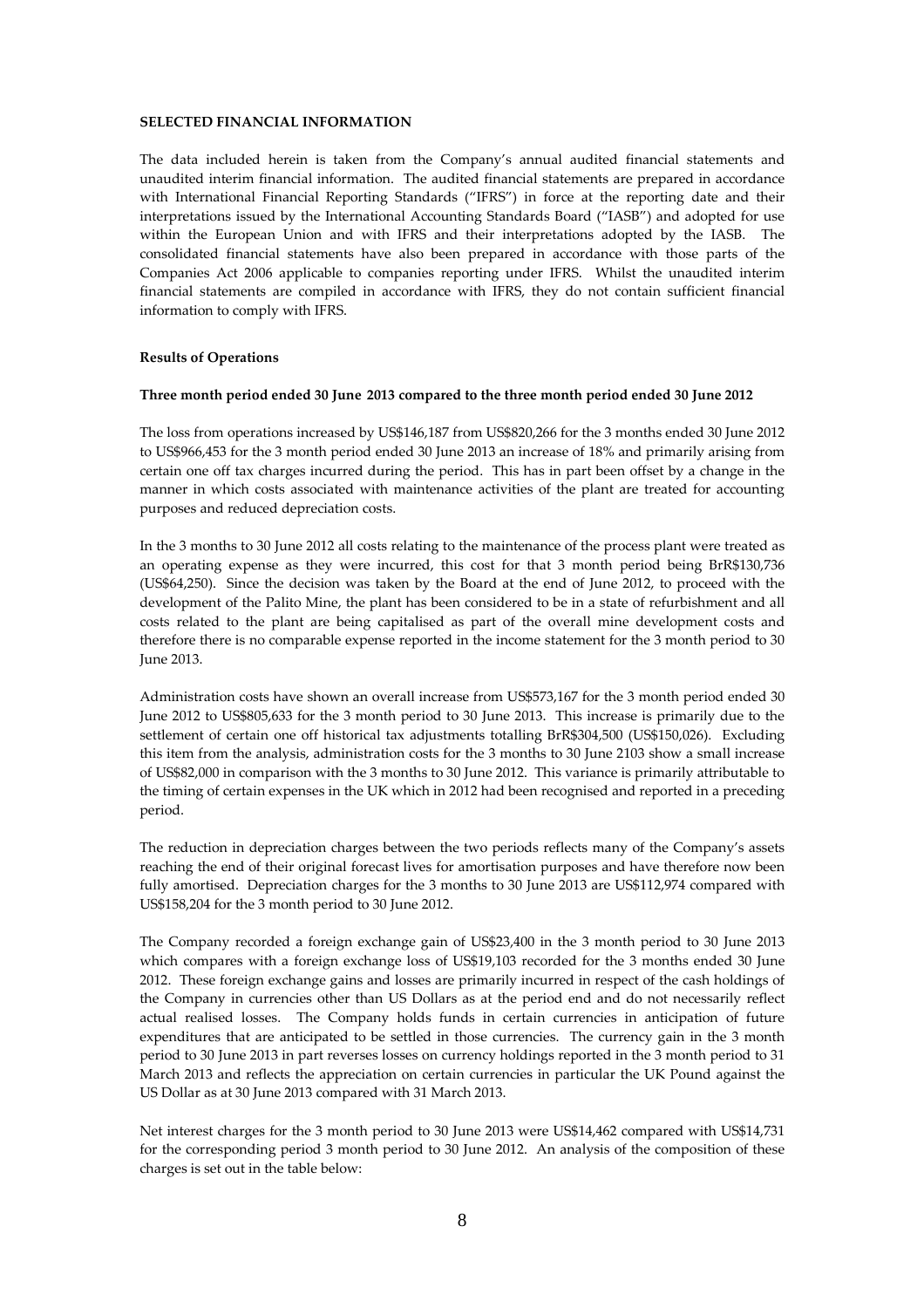**SELECTED FINANCIAL INFORMATION**

The data included herein is taken from the Company's annual audited financial statements and unaudited interim financial information. The audited financial statements are prepared in accordance with International Financial Reporting Standards ("IFRS") in force at the reporting date and their interpretations issued by the International Accounting Standards Board ("IASB") and adopted for use within the European Union and with IFRS and their interpretations adopted by the IASB. The consolidated financial statements have also been prepared in accordance with those parts of the Companies Act 2006 applicable to companies reporting under IFRS. Whilst the unaudited interim financial statements are compiled in accordance with IFRS, they do not contain sufficient financial information to comply with IFRS.

**Results of Operations**

**Three month period ended 30 June 2013 compared to the three month period ended 30 June 2012**

The loss from operations increased by US$146,187 from US$820,266 for the 3 months ended 30 June 2012 to US$966,453 for the 3 month period ended 30 June 2013 an increase of 18% and primarily arising from certain one off tax charges incurred during the period. This has in part been offset by a change in the manner in which costs associated with maintenance activities of the plant are treated for accounting purposes and reduced depreciation costs.

In the 3 months to 30 June 2012 all costs relating to the maintenance of the process plant were treated as an operating expense as they were incurred, this cost for that 3 month period being BrR$130,736 (US$64,250). Since the decision was taken by the Board at the end of June 2012, to proceed with the development of the Palito Mine, the plant has been considered to be in a state of refurbishment and all costs related to the plant are being capitalised as part of the overall mine development costs and therefore there is no comparable expense reported in the income statement for the 3 month period to 30 June 2013.

Administration costs have shown an overall increase from US$573,167 for the 3 month period ended 30 June 2012 to US$805,633 for the 3 month period to 30 June 2013. This increase is primarily due to the settlement of certain one off historical tax adjustments totalling BrR$304,500 (US$150,026). Excluding this item from the analysis, administration costs for the 3 months to 30 June 2103 show a small increase of US$82,000 in comparison with the 3 months to 30 June 2012. This variance is primarily attributable to the timing of certain expenses in the UK which in 2012 had been recognised and reported in a preceding period.

The reduction in depreciation charges between the two periods reflects many of the Company's assets reaching the end of their original forecast lives for amortisation purposes and have therefore now been fully amortised. Depreciation charges for the 3 months to 30 June 2013 are US$112,974 compared with US$158,204 for the 3 month period to 30 June 2012.

The Company recorded a foreign exchange gain of US$23,400 in the 3 month period to 30 June 2013 which compares with a foreign exchange loss of US$19,103 recorded for the 3 months ended 30 June 2012. These foreign exchange gains and losses are primarily incurred in respect of the cash holdings of the Company in currencies other than US Dollars as at the period end and do not necessarily reflect actual realised losses. The Company holds funds in certain currencies in anticipation of future expenditures that are anticipated to be settled in those currencies. The currency gain in the 3 month period to 30 June 2013 in part reverses losses on currency holdings reported in the 3 month period to 31 March 2013 and reflects the appreciation on certain currencies in particular the UK Pound against the US Dollar as at 30 June 2013 compared with 31 March 2013.

Net interest charges for the 3 month period to 30 June 2013 were US$14,462 compared with US$14,731 for the corresponding period 3 month period to 30 June 2012. An analysis of the composition of these charges is set out in the table below: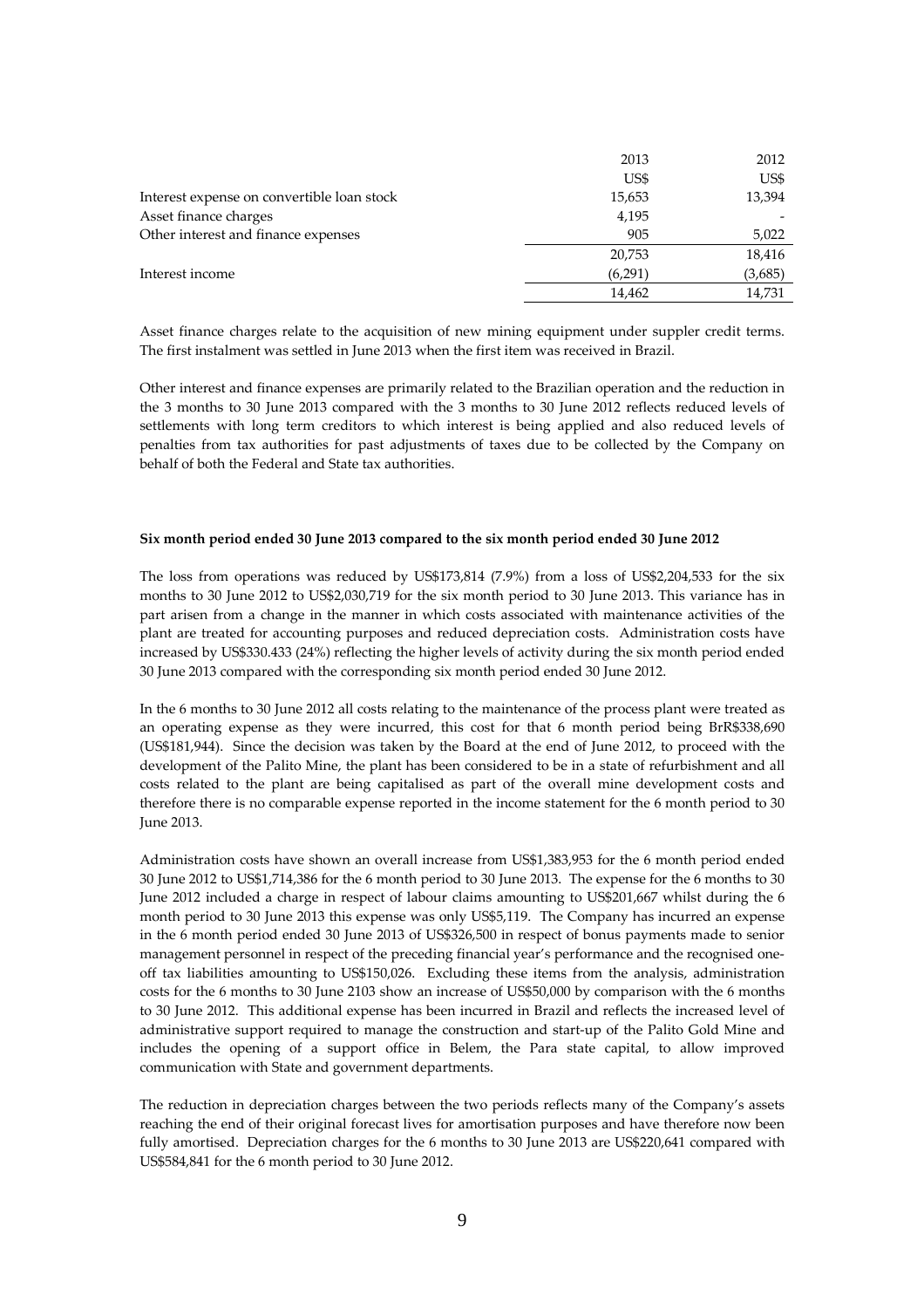| | 2013 | 2012 |
|---|---|---|
| | US$ | US$ |
| Interest expense on convertible loan stock | 15,653 | 13,394 |
| Asset finance charges | 4,195 | - |
| Other interest and finance expenses | 905 | 5,022 |
| | 20,753 | 18,416 |
| Interest income | (6,291) | (3,685) |
| | 14,462 | 14,731 |

Asset finance charges relate to the acquisition of new mining equipment under suppler credit terms. The first instalment was settled in June 2013 when the first item was received in Brazil.

Other interest and finance expenses are primarily related to the Brazilian operation and the reduction in the 3 months to 30 June 2013 compared with the 3 months to 30 June 2012 reflects reduced levels of settlements with long term creditors to which interest is being applied and also reduced levels of penalties from tax authorities for past adjustments of taxes due to be collected by the Company on behalf of both the Federal and State tax authorities.

**Six month period ended 30 June 2013 compared to the six month period ended 30 June 2012**

The loss from operations was reduced by US$173,814 (7.9%) from a loss of US$2,204,533 for the six months to 30 June 2012 to US$2,030,719 for the six month period to 30 June 2013. This variance has in part arisen from a change in the manner in which costs associated with maintenance activities of the plant are treated for accounting purposes and reduced depreciation costs. Administration costs have increased by US$330.433 (24%) reflecting the higher levels of activity during the six month period ended 30 June 2013 compared with the corresponding six month period ended 30 June 2012.

In the 6 months to 30 June 2012 all costs relating to the maintenance of the process plant were treated as an operating expense as they were incurred, this cost for that 6 month period being BrR$338,690 (US$181,944). Since the decision was taken by the Board at the end of June 2012, to proceed with the development of the Palito Mine, the plant has been considered to be in a state of refurbishment and all costs related to the plant are being capitalised as part of the overall mine development costs and therefore there is no comparable expense reported in the income statement for the 6 month period to 30 June 2013.

Administration costs have shown an overall increase from US$1,383,953 for the 6 month period ended 30 June 2012 to US$1,714,386 for the 6 month period to 30 June 2013. The expense for the 6 months to 30 June 2012 included a charge in respect of labour claims amounting to US$201,667 whilst during the 6 month period to 30 June 2013 this expense was only US$5,119. The Company has incurred an expense in the 6 month period ended 30 June 2013 of US$326,500 in respect of bonus payments made to senior management personnel in respect of the preceding financial year's performance and the recognised one-off tax liabilities amounting to US$150,026. Excluding these items from the analysis, administration costs for the 6 months to 30 June 2103 show an increase of US$50,000 by comparison with the 6 months to 30 June 2012. This additional expense has been incurred in Brazil and reflects the increased level of administrative support required to manage the construction and start-up of the Palito Gold Mine and includes the opening of a support office in Belem, the Para state capital, to allow improved communication with State and government departments.

The reduction in depreciation charges between the two periods reflects many of the Company's assets reaching the end of their original forecast lives for amortisation purposes and have therefore now been fully amortised. Depreciation charges for the 6 months to 30 June 2013 are US$220,641 compared with US$584,841 for the 6 month period to 30 June 2012.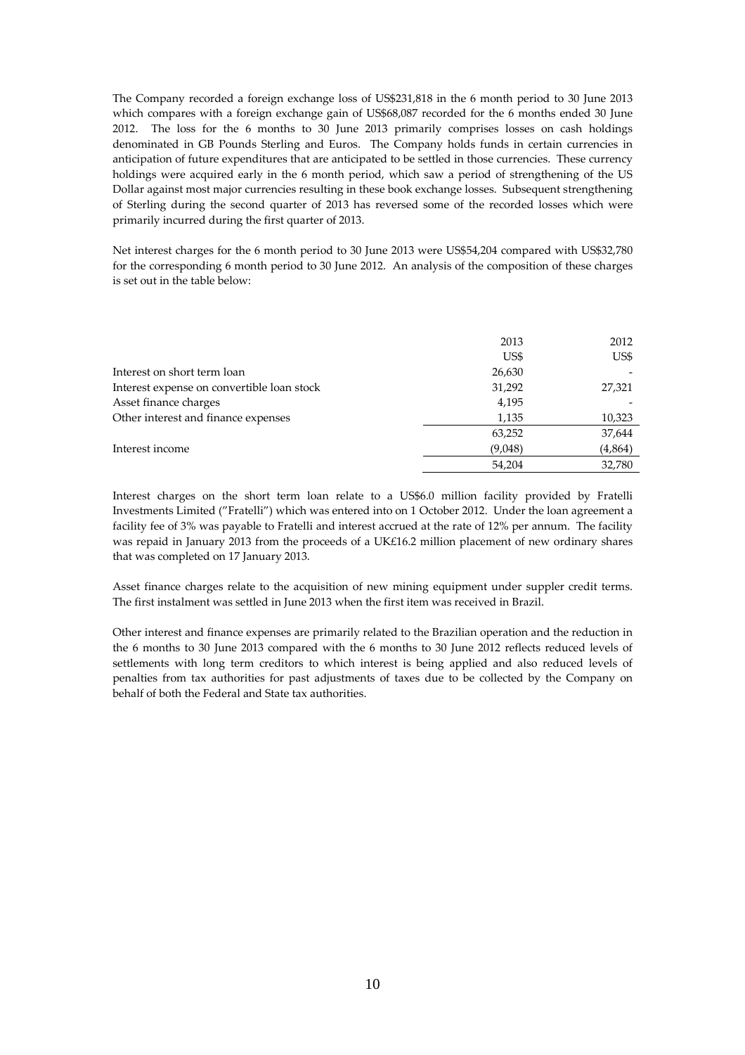The Company recorded a foreign exchange loss of US$231,818 in the 6 month period to 30 June 2013 which compares with a foreign exchange gain of US$68,087 recorded for the 6 months ended 30 June 2012. The loss for the 6 months to 30 June 2013 primarily comprises losses on cash holdings denominated in GB Pounds Sterling and Euros. The Company holds funds in certain currencies in anticipation of future expenditures that are anticipated to be settled in those currencies. These currency holdings were acquired early in the 6 month period, which saw a period of strengthening of the US Dollar against most major currencies resulting in these book exchange losses. Subsequent strengthening of Sterling during the second quarter of 2013 has reversed some of the recorded losses which were primarily incurred during the first quarter of 2013.

Net interest charges for the 6 month period to 30 June 2013 were US$54,204 compared with US$32,780 for the corresponding 6 month period to 30 June 2012. An analysis of the composition of these charges is set out in the table below:

| | 2013 | 2012 |
|---|---|---|
| | US$ | US$ |
| Interest on short term loan | 26,630 | - |
| Interest expense on convertible loan stock | 31,292 | 27,321 |
| Asset finance charges | 4,195 | - |
| Other interest and finance expenses | 1,135 | 10,323 |
| | 63,252 | 37,644 |
| Interest income | (9,048) | (4,864) |
| | 54,204 | 32,780 |

Interest charges on the short term loan relate to a US$6.0 million facility provided by Fratelli Investments Limited ("Fratelli") which was entered into on 1 October 2012. Under the loan agreement a facility fee of 3% was payable to Fratelli and interest accrued at the rate of 12% per annum. The facility was repaid in January 2013 from the proceeds of a UK£16.2 million placement of new ordinary shares that was completed on 17 January 2013.

Asset finance charges relate to the acquisition of new mining equipment under suppler credit terms. The first instalment was settled in June 2013 when the first item was received in Brazil.

Other interest and finance expenses are primarily related to the Brazilian operation and the reduction in the 6 months to 30 June 2013 compared with the 6 months to 30 June 2012 reflects reduced levels of settlements with long term creditors to which interest is being applied and also reduced levels of penalties from tax authorities for past adjustments of taxes due to be collected by the Company on behalf of both the Federal and State tax authorities.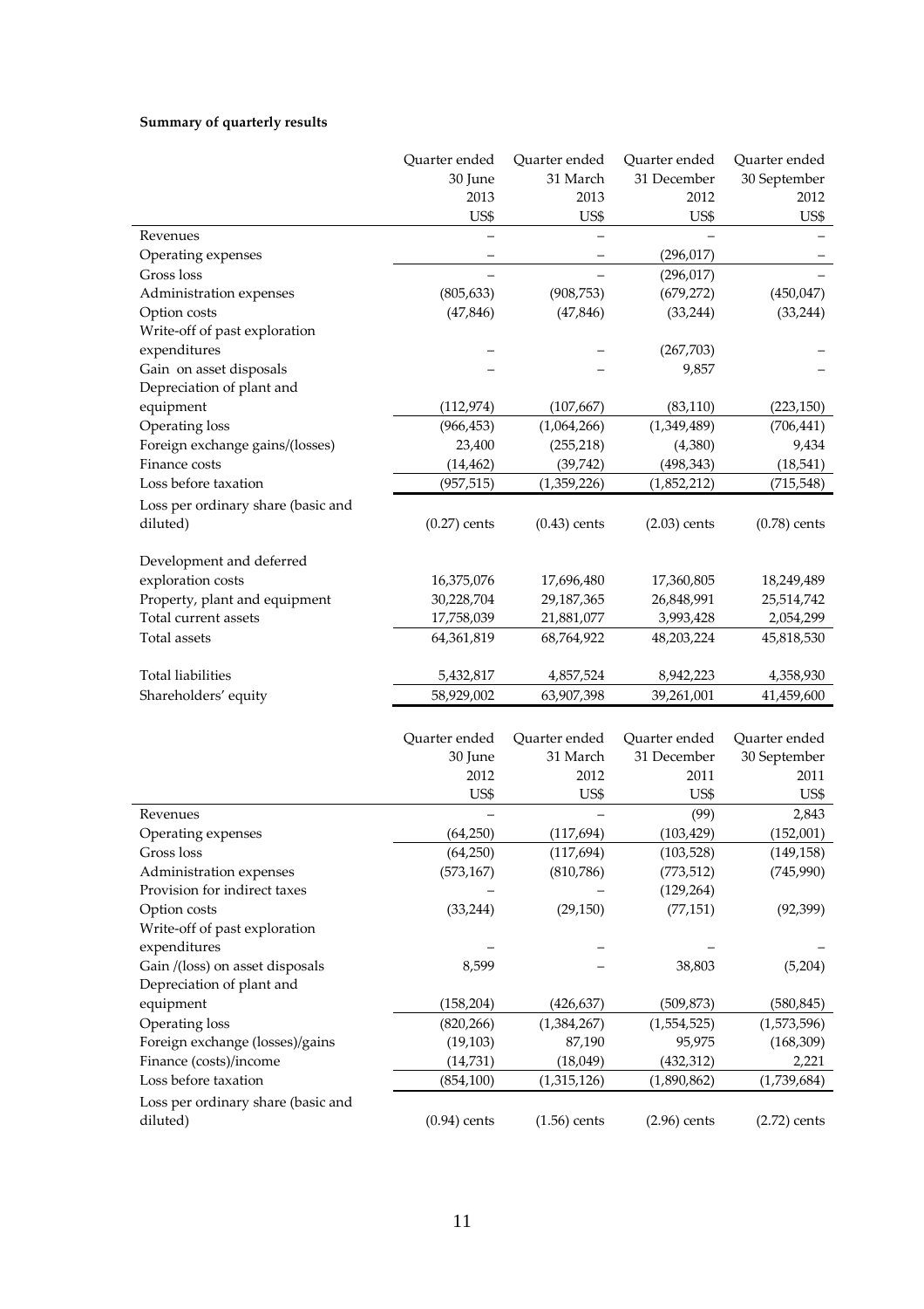**Summary of quarterly results**

| | Quarter ended 30 June 2013 US$ | Quarter ended 31 March 2013 US$ | Quarter ended 31 December 2012 US$ | Quarter ended 30 September 2012 US$ |
|---|---|---|---|---|
| Revenues | – | – | – | – |
| Operating expenses | – | – | (296,017) | – |
| Gross loss | – | – | (296,017) | – |
| Administration expenses | (805,633) | (908,753) | (679,272) | (450,047) |
| Option costs | (47,846) | (47,846) | (33,244) | (33,244) |
| Write-off of past exploration expenditures | – | – | (267,703) | – |
| Gain on asset disposals | – | – | 9,857 | – |
| Depreciation of plant and equipment | (112,974) | (107,667) | (83,110) | (223,150) |
| Operating loss | (966,453) | (1,064,266) | (1,349,489) | (706,441) |
| Foreign exchange gains/(losses) | 23,400 | (255,218) | (4,380) | 9,434 |
| Finance costs | (14,462) | (39,742) | (498,343) | (18,541) |
| Loss before taxation | (957,515) | (1,359,226) | (1,852,212) | (715,548) |
| Loss per ordinary share (basic and diluted) | (0.27) cents | (0.43) cents | (2.03) cents | (0.78) cents |
| Development and deferred exploration costs | 16,375,076 | 17,696,480 | 17,360,805 | 18,249,489 |
| Property, plant and equipment | 30,228,704 | 29,187,365 | 26,848,991 | 25,514,742 |
| Total current assets | 17,758,039 | 21,881,077 | 3,993,428 | 2,054,299 |
| Total assets | 64,361,819 | 68,764,922 | 48,203,224 | 45,818,530 |
| Total liabilities | 5,432,817 | 4,857,524 | 8,942,223 | 4,358,930 |
| Shareholders' equity | 58,929,002 | 63,907,398 | 39,261,001 | 41,459,600 |

| | Quarter ended 30 June 2012 US$ | Quarter ended 31 March 2012 US$ | Quarter ended 31 December 2011 US$ | Quarter ended 30 September 2011 US$ |
|---|---|---|---|---|
| Revenues | – | – | (99) | 2,843 |
| Operating expenses | (64,250) | (117,694) | (103,429) | (152,001) |
| Gross loss | (64,250) | (117,694) | (103,528) | (149,158) |
| Administration expenses | (573,167) | (810,786) | (773,512) | (745,990) |
| Provision for indirect taxes | – | – | (129,264) | |
| Option costs | (33,244) | (29,150) | (77,151) | (92,399) |
| Write-off of past exploration expenditures | – | – | – | – |
| Gain /(loss) on asset disposals | 8,599 | – | 38,803 | (5,204) |
| Depreciation of plant and equipment | (158,204) | (426,637) | (509,873) | (580,845) |
| Operating loss | (820,266) | (1,384,267) | (1,554,525) | (1,573,596) |
| Foreign exchange (losses)/gains | (19,103) | 87,190 | 95,975 | (168,309) |
| Finance (costs)/income | (14,731) | (18,049) | (432,312) | 2,221 |
| Loss before taxation | (854,100) | (1,315,126) | (1,890,862) | (1,739,684) |
| Loss per ordinary share (basic and diluted) | (0.94) cents | (1.56) cents | (2.96) cents | (2.72) cents |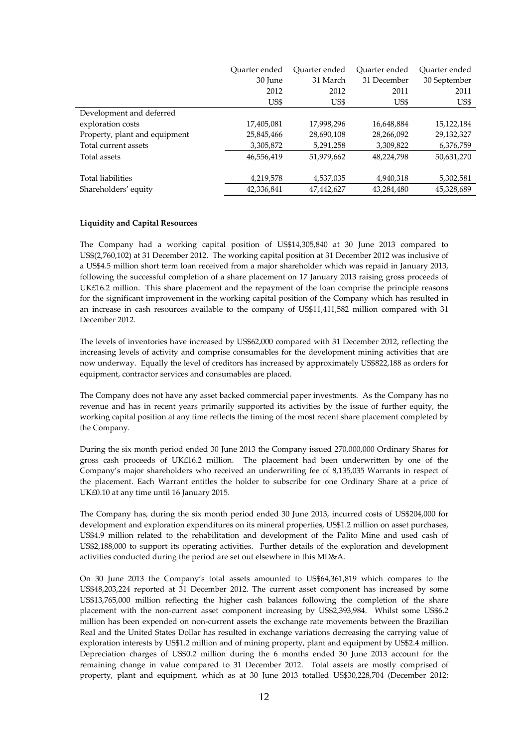| | Quarter ended 30 June 2012 US$ | Quarter ended 31 March 2012 US$ | Quarter ended 31 December 2011 US$ | Quarter ended 30 September 2011 US$ |
|---|---|---|---|---|
| Development and deferred exploration costs | 17,405,081 | 17,998,296 | 16,648,884 | 15,122,184 |
| Property, plant and equipment | 25,845,466 | 28,690,108 | 28,266,092 | 29,132,327 |
| Total current assets | 3,305,872 | 5,291,258 | 3,309,822 | 6,376,759 |
| Total assets | 46,556,419 | 51,979,662 | 48,224,798 | 50,631,270 |
| Total liabilities | 4,219,578 | 4,537,035 | 4,940,318 | 5,302,581 |
| Shareholders' equity | 42,336,841 | 47,442,627 | 43,284,480 | 45,328,689 |

**Liquidity and Capital Resources**

The Company had a working capital position of US$14,305,840 at 30 June 2013 compared to US$(2,760,102) at 31 December 2012. The working capital position at 31 December 2012 was inclusive of a US$4.5 million short term loan received from a major shareholder which was repaid in January 2013, following the successful completion of a share placement on 17 January 2013 raising gross proceeds of UK£16.2 million. This share placement and the repayment of the loan comprise the principle reasons for the significant improvement in the working capital position of the Company which has resulted in an increase in cash resources available to the company of US$11,411,582 million compared with 31 December 2012.

The levels of inventories have increased by US$62,000 compared with 31 December 2012, reflecting the increasing levels of activity and comprise consumables for the development mining activities that are now underway. Equally the level of creditors has increased by approximately US$822,188 as orders for equipment, contractor services and consumables are placed.

The Company does not have any asset backed commercial paper investments. As the Company has no revenue and has in recent years primarily supported its activities by the issue of further equity, the working capital position at any time reflects the timing of the most recent share placement completed by the Company.

During the six month period ended 30 June 2013 the Company issued 270,000,000 Ordinary Shares for gross cash proceeds of UK£16.2 million. The placement had been underwritten by one of the Company's major shareholders who received an underwriting fee of 8,135,035 Warrants in respect of the placement. Each Warrant entitles the holder to subscribe for one Ordinary Share at a price of UK£0.10 at any time until 16 January 2015.

The Company has, during the six month period ended 30 June 2013, incurred costs of US$204,000 for development and exploration expenditures on its mineral properties, US$1.2 million on asset purchases, US$4.9 million related to the rehabilitation and development of the Palito Mine and used cash of US$2,188,000 to support its operating activities. Further details of the exploration and development activities conducted during the period are set out elsewhere in this MD&A.

On 30 June 2013 the Company's total assets amounted to US$64,361,819 which compares to the US$48,203,224 reported at 31 December 2012. The current asset component has increased by some US$13,765,000 million reflecting the higher cash balances following the completion of the share placement with the non-current asset component increasing by US$2,393,984. Whilst some US$6.2 million has been expended on non-current assets the exchange rate movements between the Brazilian Real and the United States Dollar has resulted in exchange variations decreasing the carrying value of exploration interests by US$1.2 million and of mining property, plant and equipment by US$2.4 million. Depreciation charges of US$0.2 million during the 6 months ended 30 June 2013 account for the remaining change in value compared to 31 December 2012. Total assets are mostly comprised of property, plant and equipment, which as at 30 June 2013 totalled US$30,228,704 (December 2012: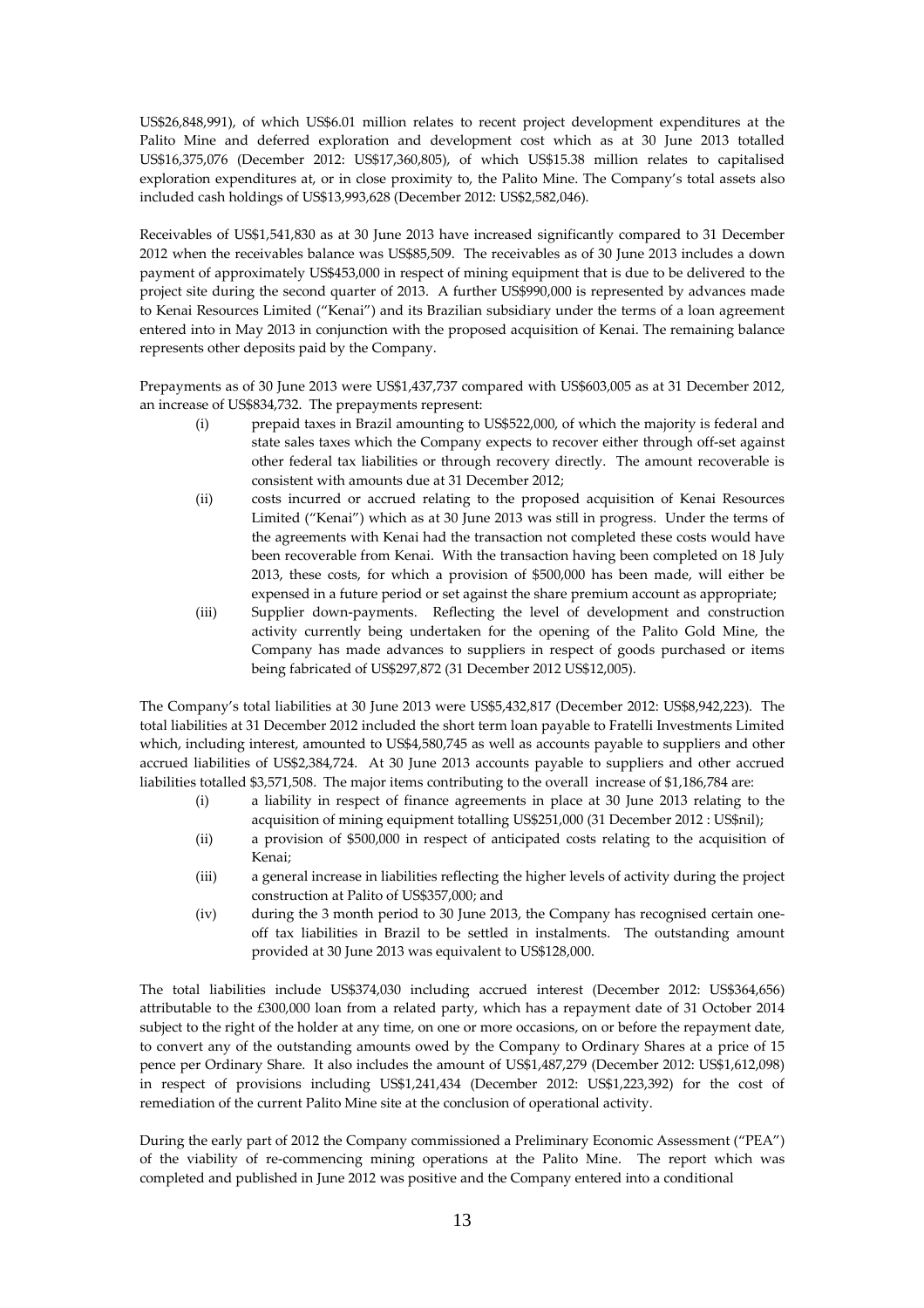US$26,848,991), of which US$6.01 million relates to recent project development expenditures at the Palito Mine and deferred exploration and development cost which as at 30 June 2013 totalled US$16,375,076 (December 2012: US$17,360,805), of which US$15.38 million relates to capitalised exploration expenditures at, or in close proximity to, the Palito Mine. The Company's total assets also included cash holdings of US$13,993,628 (December 2012: US$2,582,046).

Receivables of US$1,541,830 as at 30 June 2013 have increased significantly compared to 31 December 2012 when the receivables balance was US$85,509. The receivables as of 30 June 2013 includes a down payment of approximately US$453,000 in respect of mining equipment that is due to be delivered to the project site during the second quarter of 2013. A further US$990,000 is represented by advances made to Kenai Resources Limited ("Kenai") and its Brazilian subsidiary under the terms of a loan agreement entered into in May 2013 in conjunction with the proposed acquisition of Kenai. The remaining balance represents other deposits paid by the Company.

Prepayments as of 30 June 2013 were US$1,437,737 compared with US$603,005 as at 31 December 2012, an increase of US$834,732. The prepayments represent:

(i) prepaid taxes in Brazil amounting to US$522,000, of which the majority is federal and state sales taxes which the Company expects to recover either through off-set against other federal tax liabilities or through recovery directly. The amount recoverable is consistent with amounts due at 31 December 2012;

(ii) costs incurred or accrued relating to the proposed acquisition of Kenai Resources Limited ("Kenai") which as at 30 June 2013 was still in progress. Under the terms of the agreements with Kenai had the transaction not completed these costs would have been recoverable from Kenai. With the transaction having been completed on 18 July 2013, these costs, for which a provision of $500,000 has been made, will either be expensed in a future period or set against the share premium account as appropriate;

(iii) Supplier down-payments. Reflecting the level of development and construction activity currently being undertaken for the opening of the Palito Gold Mine, the Company has made advances to suppliers in respect of goods purchased or items being fabricated of US$297,872 (31 December 2012 US$12,005).

The Company's total liabilities at 30 June 2013 were US$5,432,817 (December 2012: US$8,942,223). The total liabilities at 31 December 2012 included the short term loan payable to Fratelli Investments Limited which, including interest, amounted to US$4,580,745 as well as accounts payable to suppliers and other accrued liabilities of US$2,384,724. At 30 June 2013 accounts payable to suppliers and other accrued liabilities totalled $3,571,508. The major items contributing to the overall increase of $1,186,784 are:

(i) a liability in respect of finance agreements in place at 30 June 2013 relating to the acquisition of mining equipment totalling US$251,000 (31 December 2012 : US$nil);

(ii) a provision of $500,000 in respect of anticipated costs relating to the acquisition of Kenai;

(iii) a general increase in liabilities reflecting the higher levels of activity during the project construction at Palito of US$357,000; and

(iv) during the 3 month period to 30 June 2013, the Company has recognised certain one-off tax liabilities in Brazil to be settled in instalments. The outstanding amount provided at 30 June 2013 was equivalent to US$128,000.

The total liabilities include US$374,030 including accrued interest (December 2012: US$364,656) attributable to the £300,000 loan from a related party, which has a repayment date of 31 October 2014 subject to the right of the holder at any time, on one or more occasions, on or before the repayment date, to convert any of the outstanding amounts owed by the Company to Ordinary Shares at a price of 15 pence per Ordinary Share. It also includes the amount of US$1,487,279 (December 2012: US$1,612,098) in respect of provisions including US$1,241,434 (December 2012: US$1,223,392) for the cost of remediation of the current Palito Mine site at the conclusion of operational activity.

During the early part of 2012 the Company commissioned a Preliminary Economic Assessment ("PEA") of the viability of re-commencing mining operations at the Palito Mine. The report which was completed and published in June 2012 was positive and the Company entered into a conditional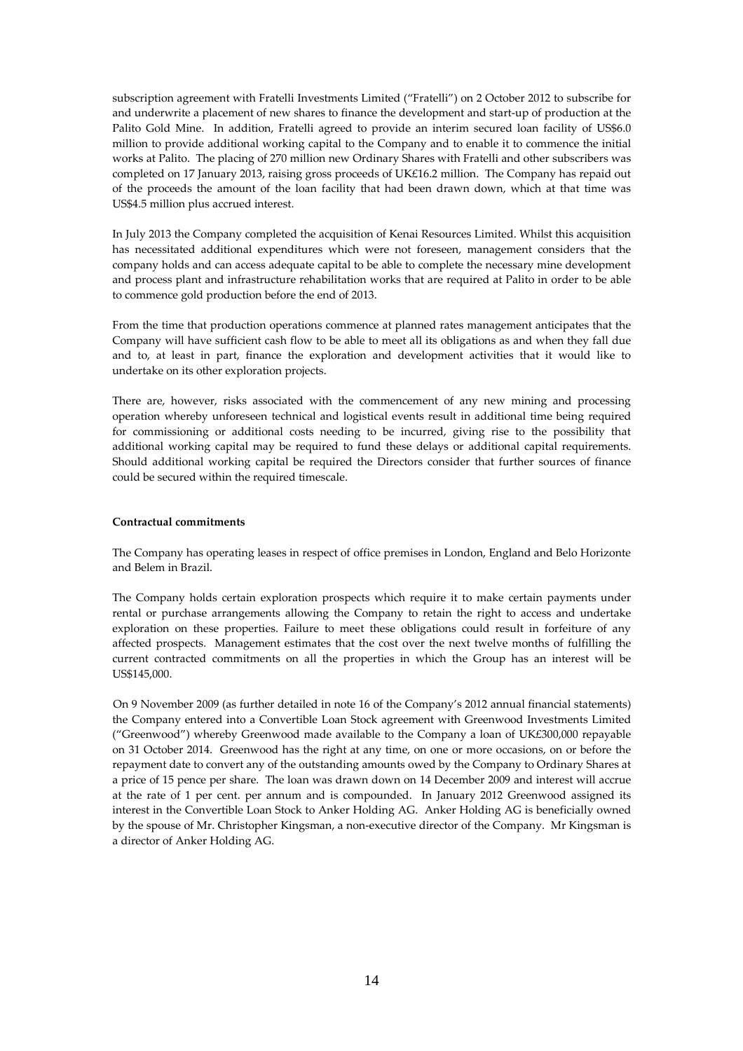subscription agreement with Fratelli Investments Limited ("Fratelli") on 2 October 2012 to subscribe for and underwrite a placement of new shares to finance the development and start-up of production at the Palito Gold Mine. In addition, Fratelli agreed to provide an interim secured loan facility of US$6.0 million to provide additional working capital to the Company and to enable it to commence the initial works at Palito. The placing of 270 million new Ordinary Shares with Fratelli and other subscribers was completed on 17 January 2013, raising gross proceeds of UK£16.2 million. The Company has repaid out of the proceeds the amount of the loan facility that had been drawn down, which at that time was US$4.5 million plus accrued interest.

In July 2013 the Company completed the acquisition of Kenai Resources Limited. Whilst this acquisition has necessitated additional expenditures which were not foreseen, management considers that the company holds and can access adequate capital to be able to complete the necessary mine development and process plant and infrastructure rehabilitation works that are required at Palito in order to be able to commence gold production before the end of 2013.

From the time that production operations commence at planned rates management anticipates that the Company will have sufficient cash flow to be able to meet all its obligations as and when they fall due and to, at least in part, finance the exploration and development activities that it would like to undertake on its other exploration projects.

There are, however, risks associated with the commencement of any new mining and processing operation whereby unforeseen technical and logistical events result in additional time being required for commissioning or additional costs needing to be incurred, giving rise to the possibility that additional working capital may be required to fund these delays or additional capital requirements. Should additional working capital be required the Directors consider that further sources of finance could be secured within the required timescale.

**Contractual commitments**

The Company has operating leases in respect of office premises in London, England and Belo Horizonte and Belem in Brazil.

The Company holds certain exploration prospects which require it to make certain payments under rental or purchase arrangements allowing the Company to retain the right to access and undertake exploration on these properties. Failure to meet these obligations could result in forfeiture of any affected prospects. Management estimates that the cost over the next twelve months of fulfilling the current contracted commitments on all the properties in which the Group has an interest will be US$145,000.

On 9 November 2009 (as further detailed in note 16 of the Company's 2012 annual financial statements) the Company entered into a Convertible Loan Stock agreement with Greenwood Investments Limited ("Greenwood") whereby Greenwood made available to the Company a loan of UK£300,000 repayable on 31 October 2014. Greenwood has the right at any time, on one or more occasions, on or before the repayment date to convert any of the outstanding amounts owed by the Company to Ordinary Shares at a price of 15 pence per share. The loan was drawn down on 14 December 2009 and interest will accrue at the rate of 1 per cent. per annum and is compounded. In January 2012 Greenwood assigned its interest in the Convertible Loan Stock to Anker Holding AG. Anker Holding AG is beneficially owned by the spouse of Mr. Christopher Kingsman, a non-executive director of the Company. Mr Kingsman is a director of Anker Holding AG.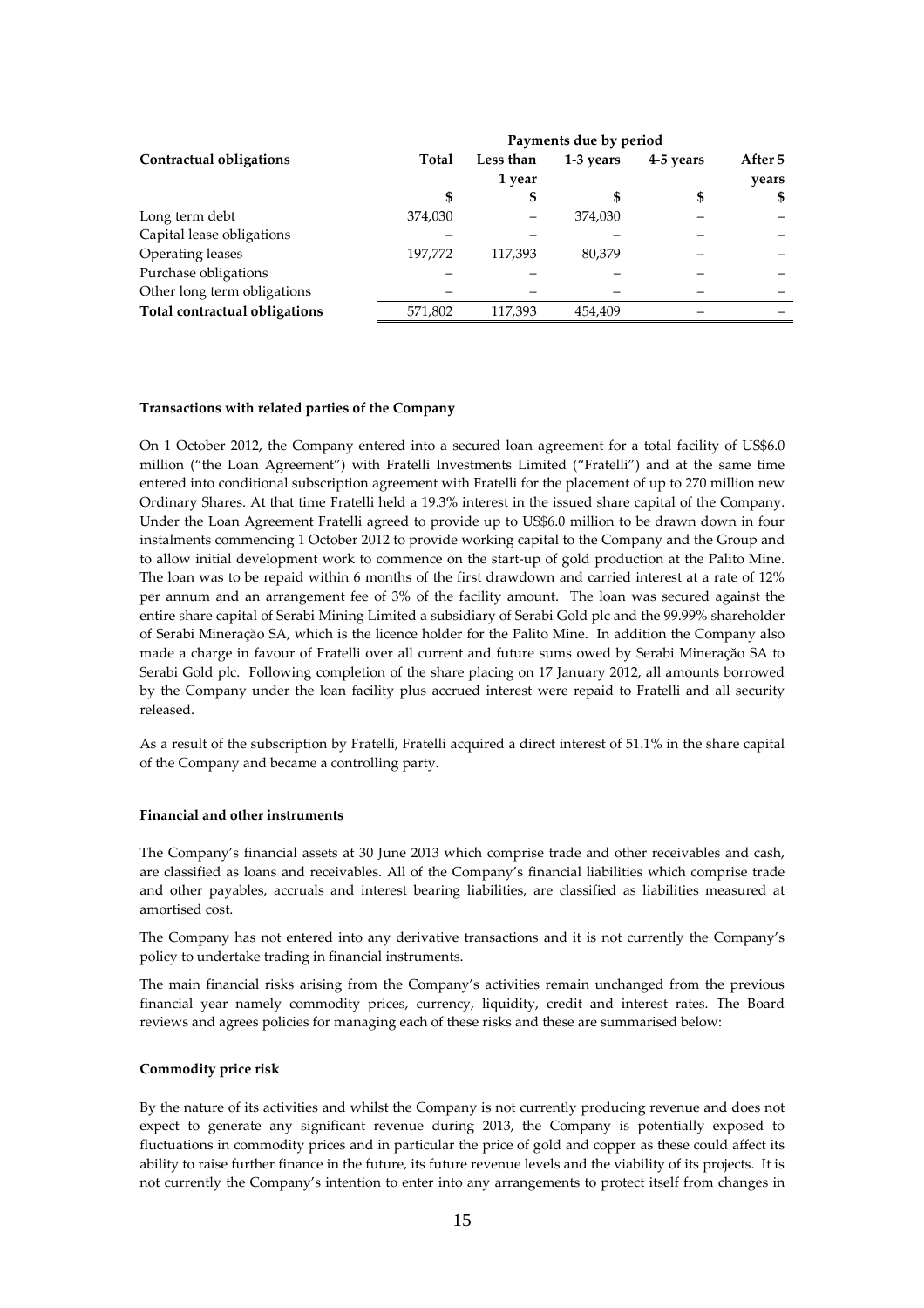| Contractual obligations | Payments due by period | | | | |
|---|---|---|---|---|---|
| | Total | Less than 1 year | 1-3 years | 4-5 years | After 5 years |
| | $ | $ | $ | $ | $ |
| Long term debt | 374,030 | – | 374,030 | – | – |
| Capital lease obligations | – | – | – | – | – |
| Operating leases | 197,772 | 117,393 | 80,379 | – | – |
| Purchase obligations | – | – | – | – | – |
| Other long term obligations | – | – | – | – | – |
| **Total contractual obligations** | 571,802 | 117,393 | 454,409 | – | – |

**Transactions with related parties of the Company**

On 1 October 2012, the Company entered into a secured loan agreement for a total facility of US$6.0 million ("the Loan Agreement") with Fratelli Investments Limited ("Fratelli") and at the same time entered into conditional subscription agreement with Fratelli for the placement of up to 270 million new Ordinary Shares. At that time Fratelli held a 19.3% interest in the issued share capital of the Company. Under the Loan Agreement Fratelli agreed to provide up to US$6.0 million to be drawn down in four instalments commencing 1 October 2012 to provide working capital to the Company and the Group and to allow initial development work to commence on the start-up of gold production at the Palito Mine. The loan was to be repaid within 6 months of the first drawdown and carried interest at a rate of 12% per annum and an arrangement fee of 3% of the facility amount. The loan was secured against the entire share capital of Serabi Mining Limited a subsidiary of Serabi Gold plc and the 99.99% shareholder of Serabi Mineração SA, which is the licence holder for the Palito Mine. In addition the Company also made a charge in favour of Fratelli over all current and future sums owed by Serabi Mineração SA to Serabi Gold plc. Following completion of the share placing on 17 January 2012, all amounts borrowed by the Company under the loan facility plus accrued interest were repaid to Fratelli and all security released.

As a result of the subscription by Fratelli, Fratelli acquired a direct interest of 51.1% in the share capital of the Company and became a controlling party.

**Financial and other instruments**

The Company's financial assets at 30 June 2013 which comprise trade and other receivables and cash, are classified as loans and receivables. All of the Company's financial liabilities which comprise trade and other payables, accruals and interest bearing liabilities, are classified as liabilities measured at amortised cost.

The Company has not entered into any derivative transactions and it is not currently the Company's policy to undertake trading in financial instruments.

The main financial risks arising from the Company's activities remain unchanged from the previous financial year namely commodity prices, currency, liquidity, credit and interest rates. The Board reviews and agrees policies for managing each of these risks and these are summarised below:

**Commodity price risk**

By the nature of its activities and whilst the Company is not currently producing revenue and does not expect to generate any significant revenue during 2013, the Company is potentially exposed to fluctuations in commodity prices and in particular the price of gold and copper as these could affect its ability to raise further finance in the future, its future revenue levels and the viability of its projects. It is not currently the Company's intention to enter into any arrangements to protect itself from changes in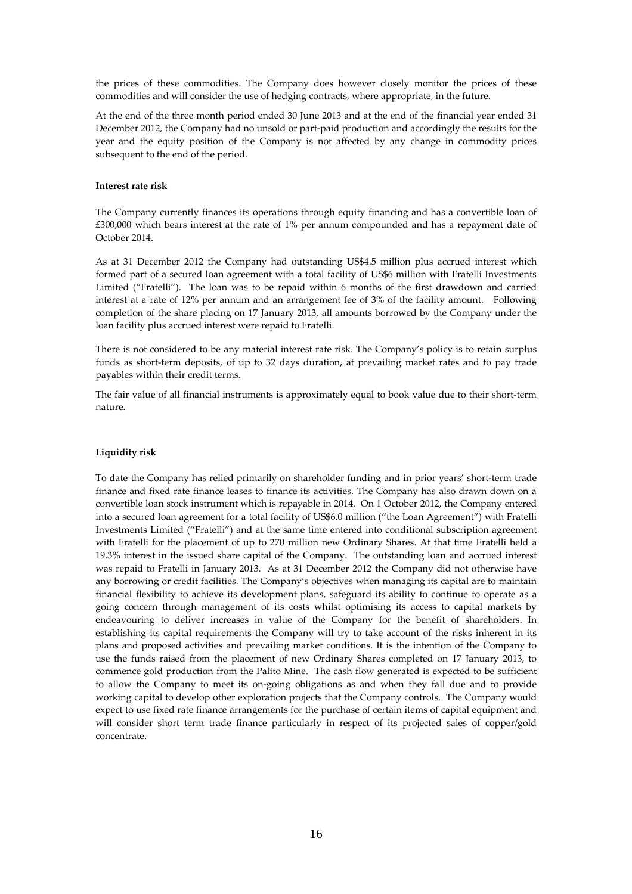the prices of these commodities. The Company does however closely monitor the prices of these commodities and will consider the use of hedging contracts, where appropriate, in the future.

At the end of the three month period ended 30 June 2013 and at the end of the financial year ended 31 December 2012, the Company had no unsold or part-paid production and accordingly the results for the year and the equity position of the Company is not affected by any change in commodity prices subsequent to the end of the period.

**Interest rate risk**

The Company currently finances its operations through equity financing and has a convertible loan of £300,000 which bears interest at the rate of 1% per annum compounded and has a repayment date of October 2014.

As at 31 December 2012 the Company had outstanding US$4.5 million plus accrued interest which formed part of a secured loan agreement with a total facility of US$6 million with Fratelli Investments Limited ("Fratelli"). The loan was to be repaid within 6 months of the first drawdown and carried interest at a rate of 12% per annum and an arrangement fee of 3% of the facility amount. Following completion of the share placing on 17 January 2013, all amounts borrowed by the Company under the loan facility plus accrued interest were repaid to Fratelli.

There is not considered to be any material interest rate risk. The Company's policy is to retain surplus funds as short-term deposits, of up to 32 days duration, at prevailing market rates and to pay trade payables within their credit terms.

The fair value of all financial instruments is approximately equal to book value due to their short-term nature.

**Liquidity risk**

To date the Company has relied primarily on shareholder funding and in prior years' short-term trade finance and fixed rate finance leases to finance its activities. The Company has also drawn down on a convertible loan stock instrument which is repayable in 2014. On 1 October 2012, the Company entered into a secured loan agreement for a total facility of US$6.0 million ("the Loan Agreement") with Fratelli Investments Limited ("Fratelli") and at the same time entered into conditional subscription agreement with Fratelli for the placement of up to 270 million new Ordinary Shares. At that time Fratelli held a 19.3% interest in the issued share capital of the Company. The outstanding loan and accrued interest was repaid to Fratelli in January 2013. As at 31 December 2012 the Company did not otherwise have any borrowing or credit facilities. The Company's objectives when managing its capital are to maintain financial flexibility to achieve its development plans, safeguard its ability to continue to operate as a going concern through management of its costs whilst optimising its access to capital markets by endeavouring to deliver increases in value of the Company for the benefit of shareholders. In establishing its capital requirements the Company will try to take account of the risks inherent in its plans and proposed activities and prevailing market conditions. It is the intention of the Company to use the funds raised from the placement of new Ordinary Shares completed on 17 January 2013, to commence gold production from the Palito Mine. The cash flow generated is expected to be sufficient to allow the Company to meet its on-going obligations as and when they fall due and to provide working capital to develop other exploration projects that the Company controls. The Company would expect to use fixed rate finance arrangements for the purchase of certain items of capital equipment and will consider short term trade finance particularly in respect of its projected sales of copper/gold concentrate.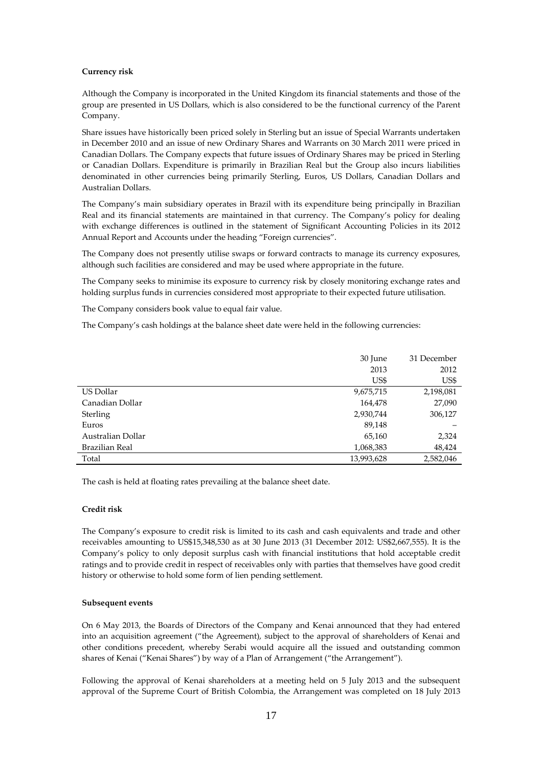**Currency risk**

Although the Company is incorporated in the United Kingdom its financial statements and those of the group are presented in US Dollars, which is also considered to be the functional currency of the Parent Company.

Share issues have historically been priced solely in Sterling but an issue of Special Warrants undertaken in December 2010 and an issue of new Ordinary Shares and Warrants on 30 March 2011 were priced in Canadian Dollars. The Company expects that future issues of Ordinary Shares may be priced in Sterling or Canadian Dollars. Expenditure is primarily in Brazilian Real but the Group also incurs liabilities denominated in other currencies being primarily Sterling, Euros, US Dollars, Canadian Dollars and Australian Dollars.

The Company's main subsidiary operates in Brazil with its expenditure being principally in Brazilian Real and its financial statements are maintained in that currency. The Company's policy for dealing with exchange differences is outlined in the statement of Significant Accounting Policies in its 2012 Annual Report and Accounts under the heading "Foreign currencies".

The Company does not presently utilise swaps or forward contracts to manage its currency exposures, although such facilities are considered and may be used where appropriate in the future.

The Company seeks to minimise its exposure to currency risk by closely monitoring exchange rates and holding surplus funds in currencies considered most appropriate to their expected future utilisation.

The Company considers book value to equal fair value.

The Company's cash holdings at the balance sheet date were held in the following currencies:

| | 30 June 2013 US$ | 31 December 2012 US$ |
|---|---|---|
| US Dollar | 9,675,715 | 2,198,081 |
| Canadian Dollar | 164,478 | 27,090 |
| Sterling | 2,930,744 | 306,127 |
| Euros | 89,148 | – |
| Australian Dollar | 65,160 | 2,324 |
| Brazilian Real | 1,068,383 | 48,424 |
| Total | 13,993,628 | 2,582,046 |

The cash is held at floating rates prevailing at the balance sheet date.

**Credit risk**

The Company's exposure to credit risk is limited to its cash and cash equivalents and trade and other receivables amounting to US$15,348,530 as at 30 June 2013 (31 December 2012: US$2,667,555). It is the Company's policy to only deposit surplus cash with financial institutions that hold acceptable credit ratings and to provide credit in respect of receivables only with parties that themselves have good credit history or otherwise to hold some form of lien pending settlement.

**Subsequent events**

On 6 May 2013, the Boards of Directors of the Company and Kenai announced that they had entered into an acquisition agreement ("the Agreement), subject to the approval of shareholders of Kenai and other conditions precedent, whereby Serabi would acquire all the issued and outstanding common shares of Kenai ("Kenai Shares") by way of a Plan of Arrangement ("the Arrangement").

Following the approval of Kenai shareholders at a meeting held on 5 July 2013 and the subsequent approval of the Supreme Court of British Colombia, the Arrangement was completed on 18 July 2013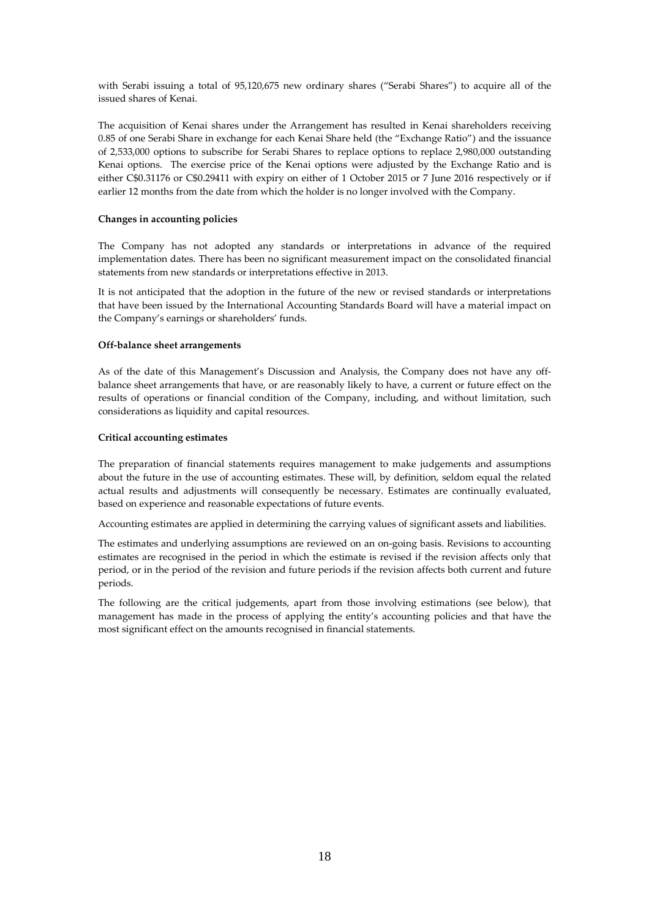with Serabi issuing a total of 95,120,675 new ordinary shares ("Serabi Shares") to acquire all of the issued shares of Kenai.

The acquisition of Kenai shares under the Arrangement has resulted in Kenai shareholders receiving 0.85 of one Serabi Share in exchange for each Kenai Share held (the "Exchange Ratio") and the issuance of 2,533,000 options to subscribe for Serabi Shares to replace options to replace 2,980,000 outstanding Kenai options. The exercise price of the Kenai options were adjusted by the Exchange Ratio and is either C$0.31176 or C$0.29411 with expiry on either of 1 October 2015 or 7 June 2016 respectively or if earlier 12 months from the date from which the holder is no longer involved with the Company.

**Changes in accounting policies**

The Company has not adopted any standards or interpretations in advance of the required implementation dates. There has been no significant measurement impact on the consolidated financial statements from new standards or interpretations effective in 2013.

It is not anticipated that the adoption in the future of the new or revised standards or interpretations that have been issued by the International Accounting Standards Board will have a material impact on the Company's earnings or shareholders' funds.

**Off-balance sheet arrangements**

As of the date of this Management's Discussion and Analysis, the Company does not have any off-balance sheet arrangements that have, or are reasonably likely to have, a current or future effect on the results of operations or financial condition of the Company, including, and without limitation, such considerations as liquidity and capital resources.

**Critical accounting estimates**

The preparation of financial statements requires management to make judgements and assumptions about the future in the use of accounting estimates. These will, by definition, seldom equal the related actual results and adjustments will consequently be necessary. Estimates are continually evaluated, based on experience and reasonable expectations of future events.

Accounting estimates are applied in determining the carrying values of significant assets and liabilities.

The estimates and underlying assumptions are reviewed on an on-going basis. Revisions to accounting estimates are recognised in the period in which the estimate is revised if the revision affects only that period, or in the period of the revision and future periods if the revision affects both current and future periods.

The following are the critical judgements, apart from those involving estimations (see below), that management has made in the process of applying the entity's accounting policies and that have the most significant effect on the amounts recognised in financial statements.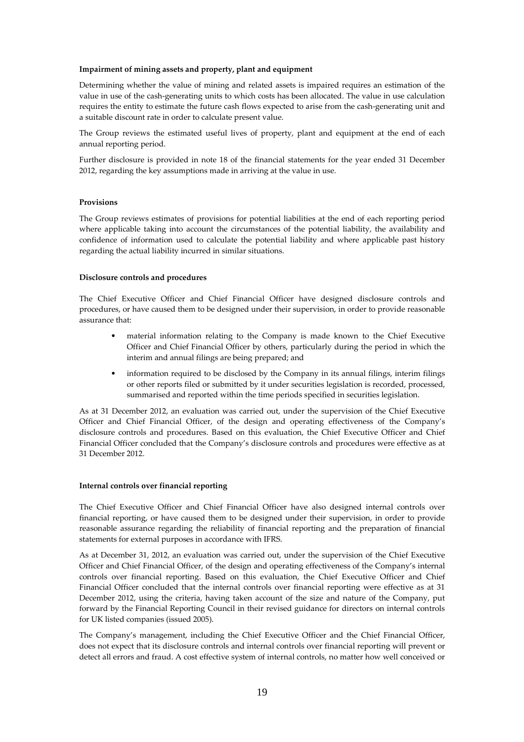**Impairment of mining assets and property, plant and equipment**

Determining whether the value of mining and related assets is impaired requires an estimation of the value in use of the cash-generating units to which costs has been allocated. The value in use calculation requires the entity to estimate the future cash flows expected to arise from the cash-generating unit and a suitable discount rate in order to calculate present value.

The Group reviews the estimated useful lives of property, plant and equipment at the end of each annual reporting period.

Further disclosure is provided in note 18 of the financial statements for the year ended 31 December 2012, regarding the key assumptions made in arriving at the value in use.

**Provisions**

The Group reviews estimates of provisions for potential liabilities at the end of each reporting period where applicable taking into account the circumstances of the potential liability, the availability and confidence of information used to calculate the potential liability and where applicable past history regarding the actual liability incurred in similar situations.

**Disclosure controls and procedures**

The Chief Executive Officer and Chief Financial Officer have designed disclosure controls and procedures, or have caused them to be designed under their supervision, in order to provide reasonable assurance that:

- material information relating to the Company is made known to the Chief Executive Officer and Chief Financial Officer by others, particularly during the period in which the interim and annual filings are being prepared; and
- information required to be disclosed by the Company in its annual filings, interim filings or other reports filed or submitted by it under securities legislation is recorded, processed, summarised and reported within the time periods specified in securities legislation.

As at 31 December 2012, an evaluation was carried out, under the supervision of the Chief Executive Officer and Chief Financial Officer, of the design and operating effectiveness of the Company's disclosure controls and procedures. Based on this evaluation, the Chief Executive Officer and Chief Financial Officer concluded that the Company's disclosure controls and procedures were effective as at 31 December 2012.

**Internal controls over financial reporting**

The Chief Executive Officer and Chief Financial Officer have also designed internal controls over financial reporting, or have caused them to be designed under their supervision, in order to provide reasonable assurance regarding the reliability of financial reporting and the preparation of financial statements for external purposes in accordance with IFRS.

As at December 31, 2012, an evaluation was carried out, under the supervision of the Chief Executive Officer and Chief Financial Officer, of the design and operating effectiveness of the Company's internal controls over financial reporting. Based on this evaluation, the Chief Executive Officer and Chief Financial Officer concluded that the internal controls over financial reporting were effective as at 31 December 2012, using the criteria, having taken account of the size and nature of the Company, put forward by the Financial Reporting Council in their revised guidance for directors on internal controls for UK listed companies (issued 2005).

The Company's management, including the Chief Executive Officer and the Chief Financial Officer, does not expect that its disclosure controls and internal controls over financial reporting will prevent or detect all errors and fraud. A cost effective system of internal controls, no matter how well conceived or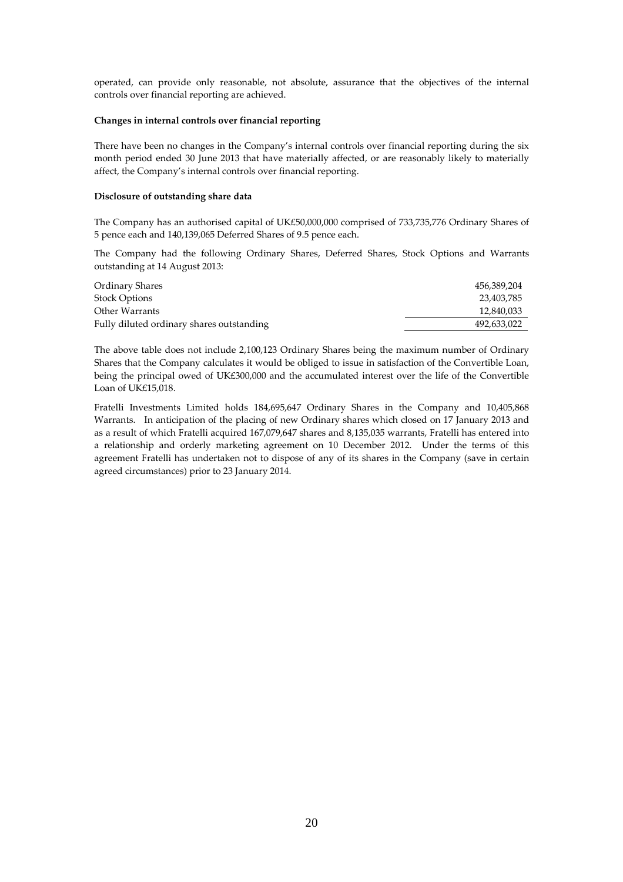operated, can provide only reasonable, not absolute, assurance that the objectives of the internal controls over financial reporting are achieved.

**Changes in internal controls over financial reporting**

There have been no changes in the Company's internal controls over financial reporting during the six month period ended 30 June 2013 that have materially affected, or are reasonably likely to materially affect, the Company's internal controls over financial reporting.

**Disclosure of outstanding share data**

The Company has an authorised capital of UK£50,000,000 comprised of 733,735,776 Ordinary Shares of 5 pence each and 140,139,065 Deferred Shares of 9.5 pence each.

The Company had the following Ordinary Shares, Deferred Shares, Stock Options and Warrants outstanding at 14 August 2013:

| | |
|---|---|
| Ordinary Shares | 456,389,204 |
| Stock Options | 23,403,785 |
| Other Warrants | 12,840,033 |
| Fully diluted ordinary shares outstanding | 492,633,022 |

The above table does not include 2,100,123 Ordinary Shares being the maximum number of Ordinary Shares that the Company calculates it would be obliged to issue in satisfaction of the Convertible Loan, being the principal owed of UK£300,000 and the accumulated interest over the life of the Convertible Loan of UK£15,018.

Fratelli Investments Limited holds 184,695,647 Ordinary Shares in the Company and 10,405,868 Warrants. In anticipation of the placing of new Ordinary shares which closed on 17 January 2013 and as a result of which Fratelli acquired 167,079,647 shares and 8,135,035 warrants, Fratelli has entered into a relationship and orderly marketing agreement on 10 December 2012. Under the terms of this agreement Fratelli has undertaken not to dispose of any of its shares in the Company (save in certain agreed circumstances) prior to 23 January 2014.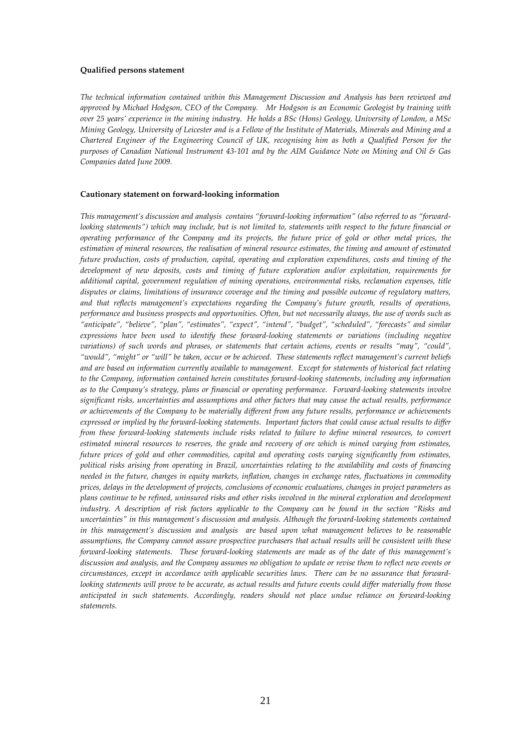**Qualified persons statement**

*The technical information contained within this Management Discussion and Analysis has been reviewed and approved by Michael Hodgson, CEO of the Company. Mr Hodgson is an Economic Geologist by training with over 25 years' experience in the mining industry. He holds a BSc (Hons) Geology, University of London, a MSc Mining Geology, University of Leicester and is a Fellow of the Institute of Materials, Minerals and Mining and a Chartered Engineer of the Engineering Council of UK, recognising him as both a Qualified Person for the purposes of Canadian National Instrument 43-101 and by the AIM Guidance Note on Mining and Oil & Gas Companies dated June 2009.*

**Cautionary statement on forward-looking information**

*This management's discussion and analysis contains "forward-looking information" (also referred to as "forward-looking statements") which may include, but is not limited to, statements with respect to the future financial or operating performance of the Company and its projects, the future price of gold or other metal prices, the estimation of mineral resources, the realisation of mineral resource estimates, the timing and amount of estimated future production, costs of production, capital, operating and exploration expenditures, costs and timing of the development of new deposits, costs and timing of future exploration and/or exploitation, requirements for additional capital, government regulation of mining operations, environmental risks, reclamation expenses, title disputes or claims, limitations of insurance coverage and the timing and possible outcome of regulatory matters, and that reflects management's expectations regarding the Company's future growth, results of operations, performance and business prospects and opportunities. Often, but not necessarily always, the use of words such as "anticipate", "believe", "plan", "estimates", "expect", "intend", "budget", "scheduled", "forecasts" and similar expressions have been used to identify these forward-looking statements or variations (including negative variations) of such words and phrases, or statements that certain actions, events or results "may", "could", "would", "might" or "will" be taken, occur or be achieved. These statements reflect management's current beliefs and are based on information currently available to management. Except for statements of historical fact relating to the Company, information contained herein constitutes forward-looking statements, including any information as to the Company's strategy, plans or financial or operating performance. Forward-looking statements involve significant risks, uncertainties and assumptions and other factors that may cause the actual results, performance or achievements of the Company to be materially different from any future results, performance or achievements expressed or implied by the forward-looking statements. Important factors that could cause actual results to differ from these forward-looking statements include risks related to failure to define mineral resources, to convert estimated mineral resources to reserves, the grade and recovery of ore which is mined varying from estimates, future prices of gold and other commodities, capital and operating costs varying significantly from estimates, political risks arising from operating in Brazil, uncertainties relating to the availability and costs of financing needed in the future, changes in equity markets, inflation, changes in exchange rates, fluctuations in commodity prices, delays in the development of projects, conclusions of economic evaluations, changes in project parameters as plans continue to be refined, uninsured risks and other risks involved in the mineral exploration and development industry. A description of risk factors applicable to the Company can be found in the section "Risks and uncertainties" in this management's discussion and analysis. Although the forward-looking statements contained in this management's discussion and analysis are based upon what management believes to be reasonable assumptions, the Company cannot assure prospective purchasers that actual results will be consistent with these forward-looking statements. These forward-looking statements are made as of the date of this management's discussion and analysis, and the Company assumes no obligation to update or revise them to reflect new events or circumstances, except in accordance with applicable securities laws. There can be no assurance that forward-looking statements will prove to be accurate, as actual results and future events could differ materially from those anticipated in such statements. Accordingly, readers should not place undue reliance on forward-looking statements.*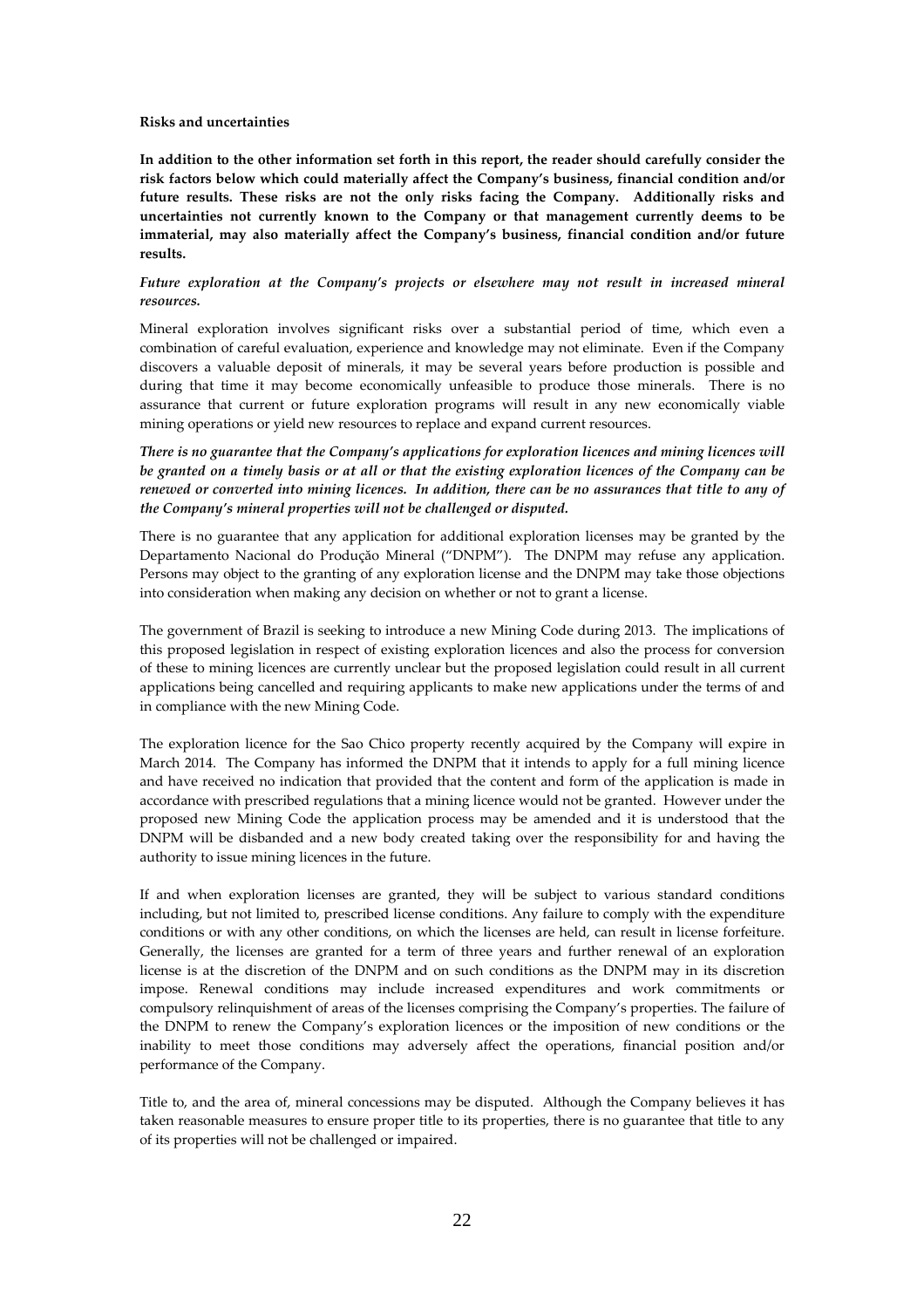**Risks and uncertainties**

**In addition to the other information set forth in this report, the reader should carefully consider the risk factors below which could materially affect the Company's business, financial condition and/or future results. These risks are not the only risks facing the Company. Additionally risks and uncertainties not currently known to the Company or that management currently deems to be immaterial, may also materially affect the Company's business, financial condition and/or future results.**

*Future exploration at the Company's projects or elsewhere may not result in increased mineral resources.*

Mineral exploration involves significant risks over a substantial period of time, which even a combination of careful evaluation, experience and knowledge may not eliminate. Even if the Company discovers a valuable deposit of minerals, it may be several years before production is possible and during that time it may become economically unfeasible to produce those minerals. There is no assurance that current or future exploration programs will result in any new economically viable mining operations or yield new resources to replace and expand current resources.

***There is no guarantee that the Company's applications for exploration licences and mining licences will be granted on a timely basis or at all or that the existing exploration licences of the Company can be renewed or converted into mining licences. In addition, there can be no assurances that title to any of the Company's mineral properties will not be challenged or disputed.***

There is no guarantee that any application for additional exploration licenses may be granted by the Departamento Nacional do Produção Mineral ("DNPM"). The DNPM may refuse any application. Persons may object to the granting of any exploration license and the DNPM may take those objections into consideration when making any decision on whether or not to grant a license.

The government of Brazil is seeking to introduce a new Mining Code during 2013. The implications of this proposed legislation in respect of existing exploration licences and also the process for conversion of these to mining licences are currently unclear but the proposed legislation could result in all current applications being cancelled and requiring applicants to make new applications under the terms of and in compliance with the new Mining Code.

The exploration licence for the Sao Chico property recently acquired by the Company will expire in March 2014. The Company has informed the DNPM that it intends to apply for a full mining licence and have received no indication that provided that the content and form of the application is made in accordance with prescribed regulations that a mining licence would not be granted. However under the proposed new Mining Code the application process may be amended and it is understood that the DNPM will be disbanded and a new body created taking over the responsibility for and having the authority to issue mining licences in the future.

If and when exploration licenses are granted, they will be subject to various standard conditions including, but not limited to, prescribed license conditions. Any failure to comply with the expenditure conditions or with any other conditions, on which the licenses are held, can result in license forfeiture. Generally, the licenses are granted for a term of three years and further renewal of an exploration license is at the discretion of the DNPM and on such conditions as the DNPM may in its discretion impose. Renewal conditions may include increased expenditures and work commitments or compulsory relinquishment of areas of the licenses comprising the Company's properties. The failure of the DNPM to renew the Company's exploration licences or the imposition of new conditions or the inability to meet those conditions may adversely affect the operations, financial position and/or performance of the Company.

Title to, and the area of, mineral concessions may be disputed. Although the Company believes it has taken reasonable measures to ensure proper title to its properties, there is no guarantee that title to any of its properties will not be challenged or impaired.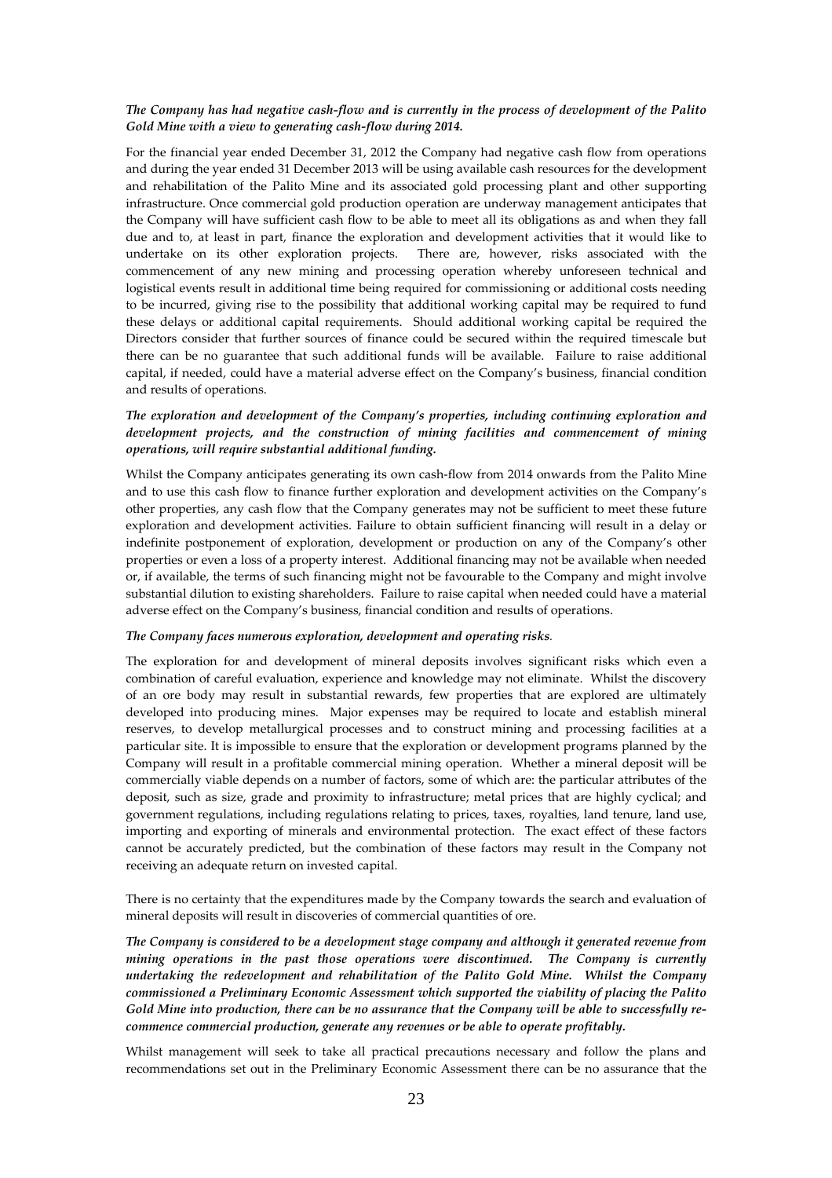***The Company has had negative cash-flow and is currently in the process of development of the Palito Gold Mine with a view to generating cash-flow during 2014.***

For the financial year ended December 31, 2012 the Company had negative cash flow from operations and during the year ended 31 December 2013 will be using available cash resources for the development and rehabilitation of the Palito Mine and its associated gold processing plant and other supporting infrastructure. Once commercial gold production operation are underway management anticipates that the Company will have sufficient cash flow to be able to meet all its obligations as and when they fall due and to, at least in part, finance the exploration and development activities that it would like to undertake on its other exploration projects. There are, however, risks associated with the commencement of any new mining and processing operation whereby unforeseen technical and logistical events result in additional time being required for commissioning or additional costs needing to be incurred, giving rise to the possibility that additional working capital may be required to fund these delays or additional capital requirements. Should additional working capital be required the Directors consider that further sources of finance could be secured within the required timescale but there can be no guarantee that such additional funds will be available. Failure to raise additional capital, if needed, could have a material adverse effect on the Company's business, financial condition and results of operations.

***The exploration and development of the Company's properties, including continuing exploration and development projects, and the construction of mining facilities and commencement of mining operations, will require substantial additional funding.***

Whilst the Company anticipates generating its own cash-flow from 2014 onwards from the Palito Mine and to use this cash flow to finance further exploration and development activities on the Company's other properties, any cash flow that the Company generates may not be sufficient to meet these future exploration and development activities. Failure to obtain sufficient financing will result in a delay or indefinite postponement of exploration, development or production on any of the Company's other properties or even a loss of a property interest. Additional financing may not be available when needed or, if available, the terms of such financing might not be favourable to the Company and might involve substantial dilution to existing shareholders. Failure to raise capital when needed could have a material adverse effect on the Company's business, financial condition and results of operations.

***The Company faces numerous exploration, development and operating risks.***

The exploration for and development of mineral deposits involves significant risks which even a combination of careful evaluation, experience and knowledge may not eliminate. Whilst the discovery of an ore body may result in substantial rewards, few properties that are explored are ultimately developed into producing mines. Major expenses may be required to locate and establish mineral reserves, to develop metallurgical processes and to construct mining and processing facilities at a particular site. It is impossible to ensure that the exploration or development programs planned by the Company will result in a profitable commercial mining operation. Whether a mineral deposit will be commercially viable depends on a number of factors, some of which are: the particular attributes of the deposit, such as size, grade and proximity to infrastructure; metal prices that are highly cyclical; and government regulations, including regulations relating to prices, taxes, royalties, land tenure, land use, importing and exporting of minerals and environmental protection. The exact effect of these factors cannot be accurately predicted, but the combination of these factors may result in the Company not receiving an adequate return on invested capital.

There is no certainty that the expenditures made by the Company towards the search and evaluation of mineral deposits will result in discoveries of commercial quantities of ore.

***The Company is considered to be a development stage company and although it generated revenue from mining operations in the past those operations were discontinued. The Company is currently undertaking the redevelopment and rehabilitation of the Palito Gold Mine. Whilst the Company commissioned a Preliminary Economic Assessment which supported the viability of placing the Palito Gold Mine into production, there can be no assurance that the Company will be able to successfully re-commence commercial production, generate any revenues or be able to operate profitably.***

Whilst management will seek to take all practical precautions necessary and follow the plans and recommendations set out in the Preliminary Economic Assessment there can be no assurance that the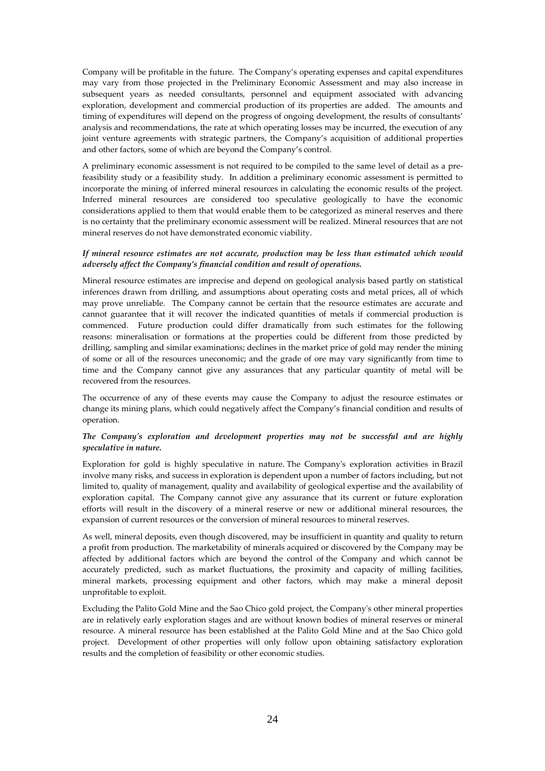Company will be profitable in the future. The Company's operating expenses and capital expenditures may vary from those projected in the Preliminary Economic Assessment and may also increase in subsequent years as needed consultants, personnel and equipment associated with advancing exploration, development and commercial production of its properties are added. The amounts and timing of expenditures will depend on the progress of ongoing development, the results of consultants' analysis and recommendations, the rate at which operating losses may be incurred, the execution of any joint venture agreements with strategic partners, the Company's acquisition of additional properties and other factors, some of which are beyond the Company's control.

A preliminary economic assessment is not required to be compiled to the same level of detail as a pre-feasibility study or a feasibility study. In addition a preliminary economic assessment is permitted to incorporate the mining of inferred mineral resources in calculating the economic results of the project. Inferred mineral resources are considered too speculative geologically to have the economic considerations applied to them that would enable them to be categorized as mineral reserves and there is no certainty that the preliminary economic assessment will be realized. Mineral resources that are not mineral reserves do not have demonstrated economic viability.

***If mineral resource estimates are not accurate, production may be less than estimated which would adversely affect the Company's financial condition and result of operations.***

Mineral resource estimates are imprecise and depend on geological analysis based partly on statistical inferences drawn from drilling, and assumptions about operating costs and metal prices, all of which may prove unreliable. The Company cannot be certain that the resource estimates are accurate and cannot guarantee that it will recover the indicated quantities of metals if commercial production is commenced. Future production could differ dramatically from such estimates for the following reasons: mineralisation or formations at the properties could be different from those predicted by drilling, sampling and similar examinations; declines in the market price of gold may render the mining of some or all of the resources uneconomic; and the grade of ore may vary significantly from time to time and the Company cannot give any assurances that any particular quantity of metal will be recovered from the resources.

The occurrence of any of these events may cause the Company to adjust the resource estimates or change its mining plans, which could negatively affect the Company's financial condition and results of operation.

***The Company's exploration and development properties may not be successful and are highly speculative in nature.***

Exploration for gold is highly speculative in nature. The Company's exploration activities in Brazil involve many risks, and success in exploration is dependent upon a number of factors including, but not limited to, quality of management, quality and availability of geological expertise and the availability of exploration capital. The Company cannot give any assurance that its current or future exploration efforts will result in the discovery of a mineral reserve or new or additional mineral resources, the expansion of current resources or the conversion of mineral resources to mineral reserves.

As well, mineral deposits, even though discovered, may be insufficient in quantity and quality to return a profit from production. The marketability of minerals acquired or discovered by the Company may be affected by additional factors which are beyond the control of the Company and which cannot be accurately predicted, such as market fluctuations, the proximity and capacity of milling facilities, mineral markets, processing equipment and other factors, which may make a mineral deposit unprofitable to exploit.

Excluding the Palito Gold Mine and the Sao Chico gold project, the Company's other mineral properties are in relatively early exploration stages and are without known bodies of mineral reserves or mineral resource. A mineral resource has been established at the Palito Gold Mine and at the Sao Chico gold project. Development of other properties will only follow upon obtaining satisfactory exploration results and the completion of feasibility or other economic studies.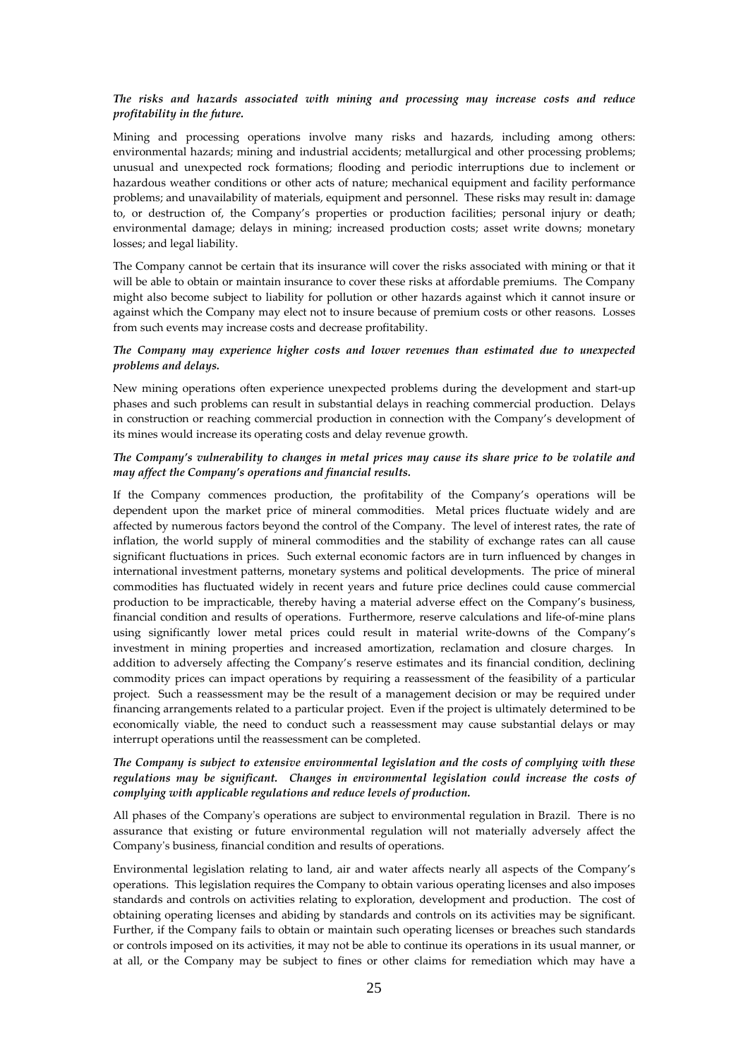***The risks and hazards associated with mining and processing may increase costs and reduce profitability in the future.***

Mining and processing operations involve many risks and hazards, including among others: environmental hazards; mining and industrial accidents; metallurgical and other processing problems; unusual and unexpected rock formations; flooding and periodic interruptions due to inclement or hazardous weather conditions or other acts of nature; mechanical equipment and facility performance problems; and unavailability of materials, equipment and personnel. These risks may result in: damage to, or destruction of, the Company's properties or production facilities; personal injury or death; environmental damage; delays in mining; increased production costs; asset write downs; monetary losses; and legal liability.

The Company cannot be certain that its insurance will cover the risks associated with mining or that it will be able to obtain or maintain insurance to cover these risks at affordable premiums. The Company might also become subject to liability for pollution or other hazards against which it cannot insure or against which the Company may elect not to insure because of premium costs or other reasons. Losses from such events may increase costs and decrease profitability.

***The Company may experience higher costs and lower revenues than estimated due to unexpected problems and delays.***

New mining operations often experience unexpected problems during the development and start-up phases and such problems can result in substantial delays in reaching commercial production. Delays in construction or reaching commercial production in connection with the Company's development of its mines would increase its operating costs and delay revenue growth.

***The Company's vulnerability to changes in metal prices may cause its share price to be volatile and may affect the Company's operations and financial results.***

If the Company commences production, the profitability of the Company's operations will be dependent upon the market price of mineral commodities. Metal prices fluctuate widely and are affected by numerous factors beyond the control of the Company. The level of interest rates, the rate of inflation, the world supply of mineral commodities and the stability of exchange rates can all cause significant fluctuations in prices. Such external economic factors are in turn influenced by changes in international investment patterns, monetary systems and political developments. The price of mineral commodities has fluctuated widely in recent years and future price declines could cause commercial production to be impracticable, thereby having a material adverse effect on the Company's business, financial condition and results of operations. Furthermore, reserve calculations and life-of-mine plans using significantly lower metal prices could result in material write-downs of the Company's investment in mining properties and increased amortization, reclamation and closure charges. In addition to adversely affecting the Company's reserve estimates and its financial condition, declining commodity prices can impact operations by requiring a reassessment of the feasibility of a particular project. Such a reassessment may be the result of a management decision or may be required under financing arrangements related to a particular project. Even if the project is ultimately determined to be economically viable, the need to conduct such a reassessment may cause substantial delays or may interrupt operations until the reassessment can be completed.

***The Company is subject to extensive environmental legislation and the costs of complying with these regulations may be significant. Changes in environmental legislation could increase the costs of complying with applicable regulations and reduce levels of production.***

All phases of the Company's operations are subject to environmental regulation in Brazil. There is no assurance that existing or future environmental regulation will not materially adversely affect the Company's business, financial condition and results of operations.

Environmental legislation relating to land, air and water affects nearly all aspects of the Company's operations. This legislation requires the Company to obtain various operating licenses and also imposes standards and controls on activities relating to exploration, development and production. The cost of obtaining operating licenses and abiding by standards and controls on its activities may be significant. Further, if the Company fails to obtain or maintain such operating licenses or breaches such standards or controls imposed on its activities, it may not be able to continue its operations in its usual manner, or at all, or the Company may be subject to fines or other claims for remediation which may have a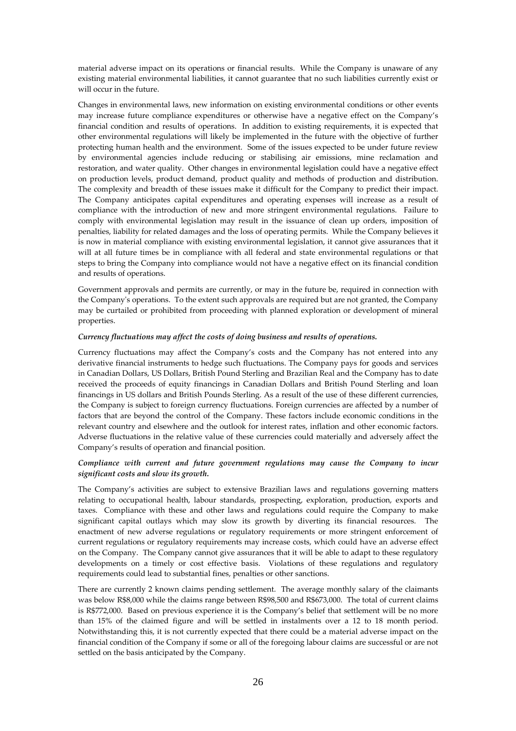material adverse impact on its operations or financial results. While the Company is unaware of any existing material environmental liabilities, it cannot guarantee that no such liabilities currently exist or will occur in the future.

Changes in environmental laws, new information on existing environmental conditions or other events may increase future compliance expenditures or otherwise have a negative effect on the Company's financial condition and results of operations. In addition to existing requirements, it is expected that other environmental regulations will likely be implemented in the future with the objective of further protecting human health and the environment. Some of the issues expected to be under future review by environmental agencies include reducing or stabilising air emissions, mine reclamation and restoration, and water quality. Other changes in environmental legislation could have a negative effect on production levels, product demand, product quality and methods of production and distribution. The complexity and breadth of these issues make it difficult for the Company to predict their impact. The Company anticipates capital expenditures and operating expenses will increase as a result of compliance with the introduction of new and more stringent environmental regulations. Failure to comply with environmental legislation may result in the issuance of clean up orders, imposition of penalties, liability for related damages and the loss of operating permits. While the Company believes it is now in material compliance with existing environmental legislation, it cannot give assurances that it will at all future times be in compliance with all federal and state environmental regulations or that steps to bring the Company into compliance would not have a negative effect on its financial condition and results of operations.

Government approvals and permits are currently, or may in the future be, required in connection with the Company's operations. To the extent such approvals are required but are not granted, the Company may be curtailed or prohibited from proceeding with planned exploration or development of mineral properties.

***Currency fluctuations may affect the costs of doing business and results of operations.***

Currency fluctuations may affect the Company's costs and the Company has not entered into any derivative financial instruments to hedge such fluctuations. The Company pays for goods and services in Canadian Dollars, US Dollars, British Pound Sterling and Brazilian Real and the Company has to date received the proceeds of equity financings in Canadian Dollars and British Pound Sterling and loan financings in US dollars and British Pounds Sterling. As a result of the use of these different currencies, the Company is subject to foreign currency fluctuations. Foreign currencies are affected by a number of factors that are beyond the control of the Company. These factors include economic conditions in the relevant country and elsewhere and the outlook for interest rates, inflation and other economic factors. Adverse fluctuations in the relative value of these currencies could materially and adversely affect the Company's results of operation and financial position.

***Compliance with current and future government regulations may cause the Company to incur significant costs and slow its growth.***

The Company's activities are subject to extensive Brazilian laws and regulations governing matters relating to occupational health, labour standards, prospecting, exploration, production, exports and taxes. Compliance with these and other laws and regulations could require the Company to make significant capital outlays which may slow its growth by diverting its financial resources. The enactment of new adverse regulations or regulatory requirements or more stringent enforcement of current regulations or regulatory requirements may increase costs, which could have an adverse effect on the Company. The Company cannot give assurances that it will be able to adapt to these regulatory developments on a timely or cost effective basis. Violations of these regulations and regulatory requirements could lead to substantial fines, penalties or other sanctions.

There are currently 2 known claims pending settlement. The average monthly salary of the claimants was below R$8,000 while the claims range between R$98,500 and R$673,000. The total of current claims is R$772,000. Based on previous experience it is the Company's belief that settlement will be no more than 15% of the claimed figure and will be settled in instalments over a 12 to 18 month period. Notwithstanding this, it is not currently expected that there could be a material adverse impact on the financial condition of the Company if some or all of the foregoing labour claims are successful or are not settled on the basis anticipated by the Company.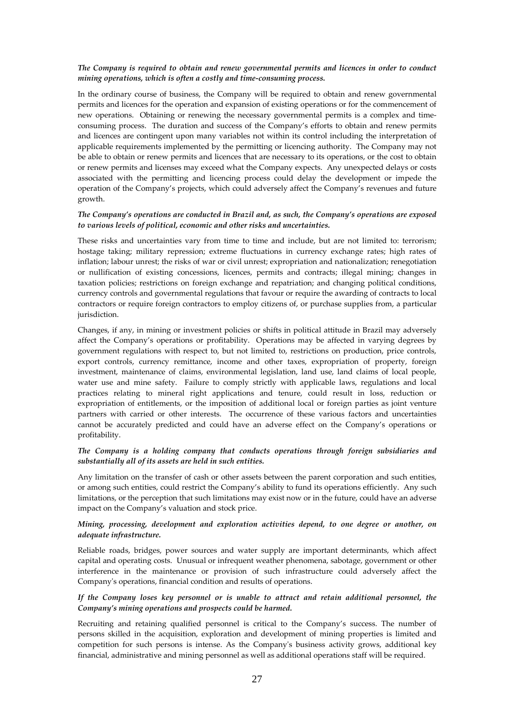***The Company is required to obtain and renew governmental permits and licences in order to conduct mining operations, which is often a costly and time-consuming process.***

In the ordinary course of business, the Company will be required to obtain and renew governmental permits and licences for the operation and expansion of existing operations or for the commencement of new operations. Obtaining or renewing the necessary governmental permits is a complex and time-consuming process. The duration and success of the Company's efforts to obtain and renew permits and licences are contingent upon many variables not within its control including the interpretation of applicable requirements implemented by the permitting or licencing authority. The Company may not be able to obtain or renew permits and licences that are necessary to its operations, or the cost to obtain or renew permits and licenses may exceed what the Company expects. Any unexpected delays or costs associated with the permitting and licencing process could delay the development or impede the operation of the Company's projects, which could adversely affect the Company's revenues and future growth.

***The Company's operations are conducted in Brazil and, as such, the Company's operations are exposed to various levels of political, economic and other risks and uncertainties.***

These risks and uncertainties vary from time to time and include, but are not limited to: terrorism; hostage taking; military repression; extreme fluctuations in currency exchange rates; high rates of inflation; labour unrest; the risks of war or civil unrest; expropriation and nationalization; renegotiation or nullification of existing concessions, licences, permits and contracts; illegal mining; changes in taxation policies; restrictions on foreign exchange and repatriation; and changing political conditions, currency controls and governmental regulations that favour or require the awarding of contracts to local contractors or require foreign contractors to employ citizens of, or purchase supplies from, a particular jurisdiction.

Changes, if any, in mining or investment policies or shifts in political attitude in Brazil may adversely affect the Company's operations or profitability. Operations may be affected in varying degrees by government regulations with respect to, but not limited to, restrictions on production, price controls, export controls, currency remittance, income and other taxes, expropriation of property, foreign investment, maintenance of claims, environmental legislation, land use, land claims of local people, water use and mine safety. Failure to comply strictly with applicable laws, regulations and local practices relating to mineral right applications and tenure, could result in loss, reduction or expropriation of entitlements, or the imposition of additional local or foreign parties as joint venture partners with carried or other interests. The occurrence of these various factors and uncertainties cannot be accurately predicted and could have an adverse effect on the Company's operations or profitability.

***The Company is a holding company that conducts operations through foreign subsidiaries and substantially all of its assets are held in such entities.***

Any limitation on the transfer of cash or other assets between the parent corporation and such entities, or among such entities, could restrict the Company's ability to fund its operations efficiently. Any such limitations, or the perception that such limitations may exist now or in the future, could have an adverse impact on the Company's valuation and stock price.

***Mining, processing, development and exploration activities depend, to one degree or another, on adequate infrastructure.***

Reliable roads, bridges, power sources and water supply are important determinants, which affect capital and operating costs. Unusual or infrequent weather phenomena, sabotage, government or other interference in the maintenance or provision of such infrastructure could adversely affect the Company's operations, financial condition and results of operations.

***If the Company loses key personnel or is unable to attract and retain additional personnel, the Company's mining operations and prospects could be harmed.***

Recruiting and retaining qualified personnel is critical to the Company's success. The number of persons skilled in the acquisition, exploration and development of mining properties is limited and competition for such persons is intense. As the Company's business activity grows, additional key financial, administrative and mining personnel as well as additional operations staff will be required.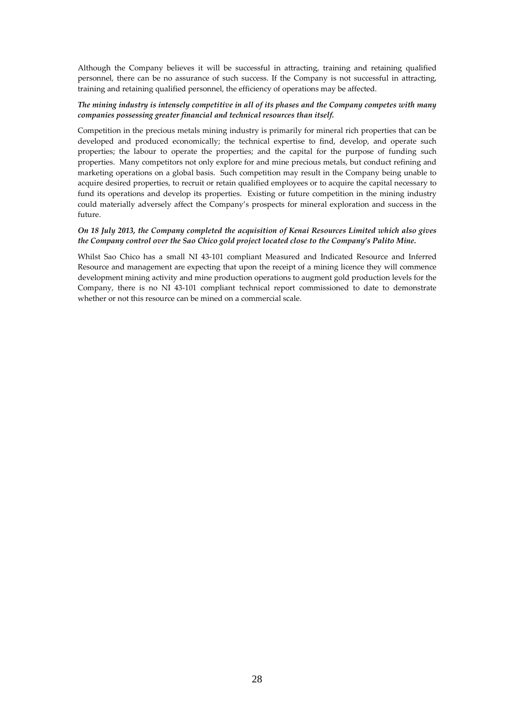Although the Company believes it will be successful in attracting, training and retaining qualified personnel, there can be no assurance of such success. If the Company is not successful in attracting, training and retaining qualified personnel, the efficiency of operations may be affected.

***The mining industry is intensely competitive in all of its phases and the Company competes with many companies possessing greater financial and technical resources than itself.***

Competition in the precious metals mining industry is primarily for mineral rich properties that can be developed and produced economically; the technical expertise to find, develop, and operate such properties; the labour to operate the properties; and the capital for the purpose of funding such properties. Many competitors not only explore for and mine precious metals, but conduct refining and marketing operations on a global basis. Such competition may result in the Company being unable to acquire desired properties, to recruit or retain qualified employees or to acquire the capital necessary to fund its operations and develop its properties. Existing or future competition in the mining industry could materially adversely affect the Company's prospects for mineral exploration and success in the future.

***On 18 July 2013, the Company completed the acquisition of Kenai Resources Limited which also gives the Company control over the Sao Chico gold project located close to the Company's Palito Mine.***

Whilst Sao Chico has a small NI 43-101 compliant Measured and Indicated Resource and Inferred Resource and management are expecting that upon the receipt of a mining licence they will commence development mining activity and mine production operations to augment gold production levels for the Company, there is no NI 43-101 compliant technical report commissioned to date to demonstrate whether or not this resource can be mined on a commercial scale.